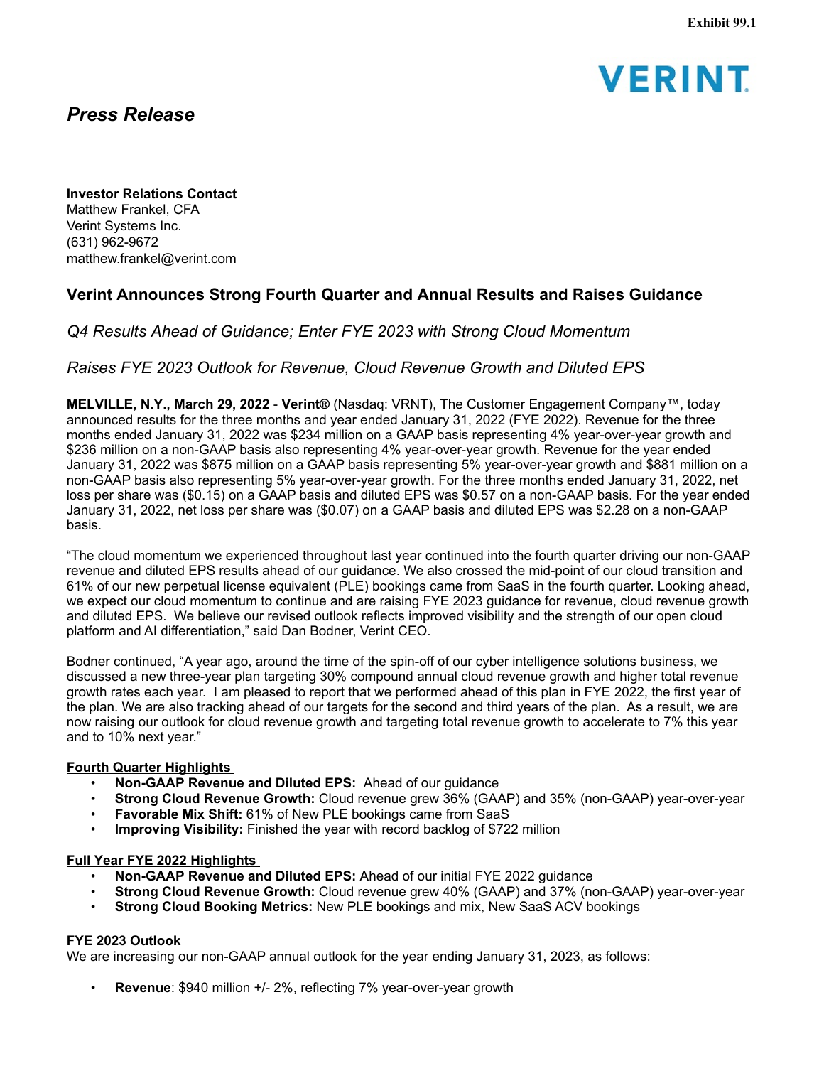Exhibit 99.1

VERINT

# *Press Release*

**Investor Relations Contact**
Matthew Frankel, CFA
Verint Systems Inc.
(631) 962-9672
matthew.frankel@verint.com

## Verint Announces Strong Fourth Quarter and Annual Results and Raises Guidance

*Q4 Results Ahead of Guidance; Enter FYE 2023 with Strong Cloud Momentum*

*Raises FYE 2023 Outlook for Revenue, Cloud Revenue Growth and Diluted EPS*

**MELVILLE, N.Y., March 29, 2022** - **Verint®** (Nasdaq: VRNT), The Customer Engagement Company™, today announced results for the three months and year ended January 31, 2022 (FYE 2022). Revenue for the three months ended January 31, 2022 was $234 million on a GAAP basis representing 4% year-over-year growth and $236 million on a non-GAAP basis also representing 4% year-over-year growth. Revenue for the year ended January 31, 2022 was $875 million on a GAAP basis representing 5% year-over-year growth and $881 million on a non-GAAP basis also representing 5% year-over-year growth. For the three months ended January 31, 2022, net loss per share was ($0.15) on a GAAP basis and diluted EPS was $0.57 on a non-GAAP basis. For the year ended January 31, 2022, net loss per share was ($0.07) on a GAAP basis and diluted EPS was $2.28 on a non-GAAP basis.

"The cloud momentum we experienced throughout last year continued into the fourth quarter driving our non-GAAP revenue and diluted EPS results ahead of our guidance. We also crossed the mid-point of our cloud transition and 61% of our new perpetual license equivalent (PLE) bookings came from SaaS in the fourth quarter. Looking ahead, we expect our cloud momentum to continue and are raising FYE 2023 guidance for revenue, cloud revenue growth and diluted EPS. We believe our revised outlook reflects improved visibility and the strength of our open cloud platform and AI differentiation," said Dan Bodner, Verint CEO.

Bodner continued, "A year ago, around the time of the spin-off of our cyber intelligence solutions business, we discussed a new three-year plan targeting 30% compound annual cloud revenue growth and higher total revenue growth rates each year. I am pleased to report that we performed ahead of this plan in FYE 2022, the first year of the plan. We are also tracking ahead of our targets for the second and third years of the plan. As a result, we are now raising our outlook for cloud revenue growth and targeting total revenue growth to accelerate to 7% this year and to 10% next year."

**Fourth Quarter Highlights**

- **Non-GAAP Revenue and Diluted EPS:** Ahead of our guidance
- **Strong Cloud Revenue Growth:** Cloud revenue grew 36% (GAAP) and 35% (non-GAAP) year-over-year
- **Favorable Mix Shift:** 61% of New PLE bookings came from SaaS
- **Improving Visibility:** Finished the year with record backlog of $722 million

**Full Year FYE 2022 Highlights**

- **Non-GAAP Revenue and Diluted EPS:** Ahead of our initial FYE 2022 guidance
- **Strong Cloud Revenue Growth:** Cloud revenue grew 40% (GAAP) and 37% (non-GAAP) year-over-year
- **Strong Cloud Booking Metrics:** New PLE bookings and mix, New SaaS ACV bookings

**FYE 2023 Outlook**

We are increasing our non-GAAP annual outlook for the year ending January 31, 2023, as follows:

- **Revenue**: $940 million +/- 2%, reflecting 7% year-over-year growth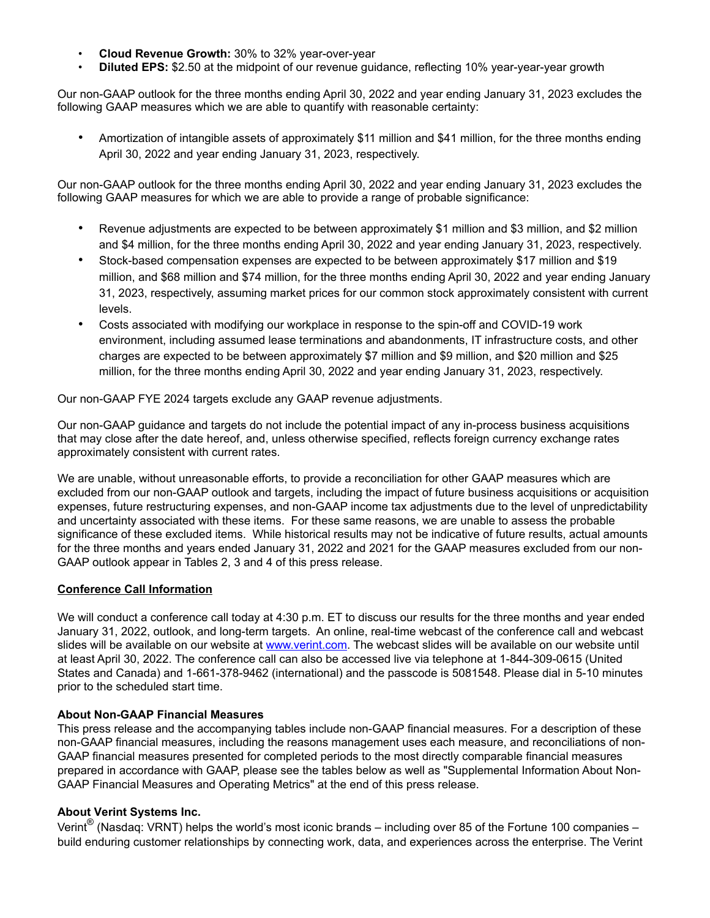- **Cloud Revenue Growth:** 30% to 32% year-over-year
- **Diluted EPS:** $2.50 at the midpoint of our revenue guidance, reflecting 10% year-year-year growth

Our non-GAAP outlook for the three months ending April 30, 2022 and year ending January 31, 2023 excludes the following GAAP measures which we are able to quantify with reasonable certainty:

- Amortization of intangible assets of approximately $11 million and $41 million, for the three months ending April 30, 2022 and year ending January 31, 2023, respectively.

Our non-GAAP outlook for the three months ending April 30, 2022 and year ending January 31, 2023 excludes the following GAAP measures for which we are able to provide a range of probable significance:

- Revenue adjustments are expected to be between approximately $1 million and $3 million, and $2 million and $4 million, for the three months ending April 30, 2022 and year ending January 31, 2023, respectively.
- Stock-based compensation expenses are expected to be between approximately $17 million and $19 million, and $68 million and $74 million, for the three months ending April 30, 2022 and year ending January 31, 2023, respectively, assuming market prices for our common stock approximately consistent with current levels.
- Costs associated with modifying our workplace in response to the spin-off and COVID-19 work environment, including assumed lease terminations and abandonments, IT infrastructure costs, and other charges are expected to be between approximately $7 million and $9 million, and $20 million and $25 million, for the three months ending April 30, 2022 and year ending January 31, 2023, respectively.

Our non-GAAP FYE 2024 targets exclude any GAAP revenue adjustments.

Our non-GAAP guidance and targets do not include the potential impact of any in-process business acquisitions that may close after the date hereof, and, unless otherwise specified, reflects foreign currency exchange rates approximately consistent with current rates.

We are unable, without unreasonable efforts, to provide a reconciliation for other GAAP measures which are excluded from our non-GAAP outlook and targets, including the impact of future business acquisitions or acquisition expenses, future restructuring expenses, and non-GAAP income tax adjustments due to the level of unpredictability and uncertainty associated with these items. For these same reasons, we are unable to assess the probable significance of these excluded items. While historical results may not be indicative of future results, actual amounts for the three months and years ended January 31, 2022 and 2021 for the GAAP measures excluded from our non-GAAP outlook appear in Tables 2, 3 and 4 of this press release.

**Conference Call Information**

We will conduct a conference call today at 4:30 p.m. ET to discuss our results for the three months and year ended January 31, 2022, outlook, and long-term targets. An online, real-time webcast of the conference call and webcast slides will be available on our website at www.verint.com. The webcast slides will be available on our website until at least April 30, 2022. The conference call can also be accessed live via telephone at 1-844-309-0615 (United States and Canada) and 1-661-378-9462 (international) and the passcode is 5081548. Please dial in 5-10 minutes prior to the scheduled start time.

**About Non-GAAP Financial Measures**

This press release and the accompanying tables include non-GAAP financial measures. For a description of these non-GAAP financial measures, including the reasons management uses each measure, and reconciliations of non-GAAP financial measures presented for completed periods to the most directly comparable financial measures prepared in accordance with GAAP, please see the tables below as well as "Supplemental Information About Non-GAAP Financial Measures and Operating Metrics" at the end of this press release.

**About Verint Systems Inc.**

Verint® (Nasdaq: VRNT) helps the world's most iconic brands – including over 85 of the Fortune 100 companies – build enduring customer relationships by connecting work, data, and experiences across the enterprise. The Verint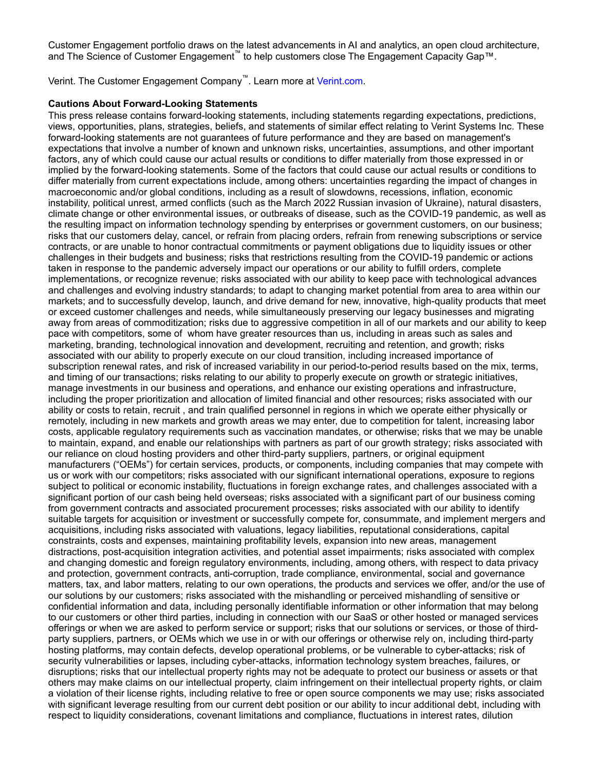Customer Engagement portfolio draws on the latest advancements in AI and analytics, an open cloud architecture, and The Science of Customer Engagement™ to help customers close The Engagement Capacity Gap™.

Verint. The Customer Engagement Company™. Learn more at Verint.com.

**Cautions About Forward-Looking Statements**

This press release contains forward-looking statements, including statements regarding expectations, predictions, views, opportunities, plans, strategies, beliefs, and statements of similar effect relating to Verint Systems Inc. These forward-looking statements are not guarantees of future performance and they are based on management's expectations that involve a number of known and unknown risks, uncertainties, assumptions, and other important factors, any of which could cause our actual results or conditions to differ materially from those expressed in or implied by the forward-looking statements. Some of the factors that could cause our actual results or conditions to differ materially from current expectations include, among others: uncertainties regarding the impact of changes in macroeconomic and/or global conditions, including as a result of slowdowns, recessions, inflation, economic instability, political unrest, armed conflicts (such as the March 2022 Russian invasion of Ukraine), natural disasters, climate change or other environmental issues, or outbreaks of disease, such as the COVID-19 pandemic, as well as the resulting impact on information technology spending by enterprises or government customers, on our business; risks that our customers delay, cancel, or refrain from placing orders, refrain from renewing subscriptions or service contracts, or are unable to honor contractual commitments or payment obligations due to liquidity issues or other challenges in their budgets and business; risks that restrictions resulting from the COVID-19 pandemic or actions taken in response to the pandemic adversely impact our operations or our ability to fulfill orders, complete implementations, or recognize revenue; risks associated with our ability to keep pace with technological advances and challenges and evolving industry standards; to adapt to changing market potential from area to area within our markets; and to successfully develop, launch, and drive demand for new, innovative, high-quality products that meet or exceed customer challenges and needs, while simultaneously preserving our legacy businesses and migrating away from areas of commoditization; risks due to aggressive competition in all of our markets and our ability to keep pace with competitors, some of whom have greater resources than us, including in areas such as sales and marketing, branding, technological innovation and development, recruiting and retention, and growth; risks associated with our ability to properly execute on our cloud transition, including increased importance of subscription renewal rates, and risk of increased variability in our period-to-period results based on the mix, terms, and timing of our transactions; risks relating to our ability to properly execute on growth or strategic initiatives, manage investments in our business and operations, and enhance our existing operations and infrastructure, including the proper prioritization and allocation of limited financial and other resources; risks associated with our ability or costs to retain, recruit , and train qualified personnel in regions in which we operate either physically or remotely, including in new markets and growth areas we may enter, due to competition for talent, increasing labor costs, applicable regulatory requirements such as vaccination mandates, or otherwise; risks that we may be unable to maintain, expand, and enable our relationships with partners as part of our growth strategy; risks associated with our reliance on cloud hosting providers and other third-party suppliers, partners, or original equipment manufacturers ("OEMs") for certain services, products, or components, including companies that may compete with us or work with our competitors; risks associated with our significant international operations, exposure to regions subject to political or economic instability, fluctuations in foreign exchange rates, and challenges associated with a significant portion of our cash being held overseas; risks associated with a significant part of our business coming from government contracts and associated procurement processes; risks associated with our ability to identify suitable targets for acquisition or investment or successfully compete for, consummate, and implement mergers and acquisitions, including risks associated with valuations, legacy liabilities, reputational considerations, capital constraints, costs and expenses, maintaining profitability levels, expansion into new areas, management distractions, post-acquisition integration activities, and potential asset impairments; risks associated with complex and changing domestic and foreign regulatory environments, including, among others, with respect to data privacy and protection, government contracts, anti-corruption, trade compliance, environmental, social and governance matters, tax, and labor matters, relating to our own operations, the products and services we offer, and/or the use of our solutions by our customers; risks associated with the mishandling or perceived mishandling of sensitive or confidential information and data, including personally identifiable information or other information that may belong to our customers or other third parties, including in connection with our SaaS or other hosted or managed services offerings or when we are asked to perform service or support; risks that our solutions or services, or those of third-party suppliers, partners, or OEMs which we use in or with our offerings or otherwise rely on, including third-party hosting platforms, may contain defects, develop operational problems, or be vulnerable to cyber-attacks; risk of security vulnerabilities or lapses, including cyber-attacks, information technology system breaches, failures, or disruptions; risks that our intellectual property rights may not be adequate to protect our business or assets or that others may make claims on our intellectual property, claim infringement on their intellectual property rights, or claim a violation of their license rights, including relative to free or open source components we may use; risks associated with significant leverage resulting from our current debt position or our ability to incur additional debt, including with respect to liquidity considerations, covenant limitations and compliance, fluctuations in interest rates, dilution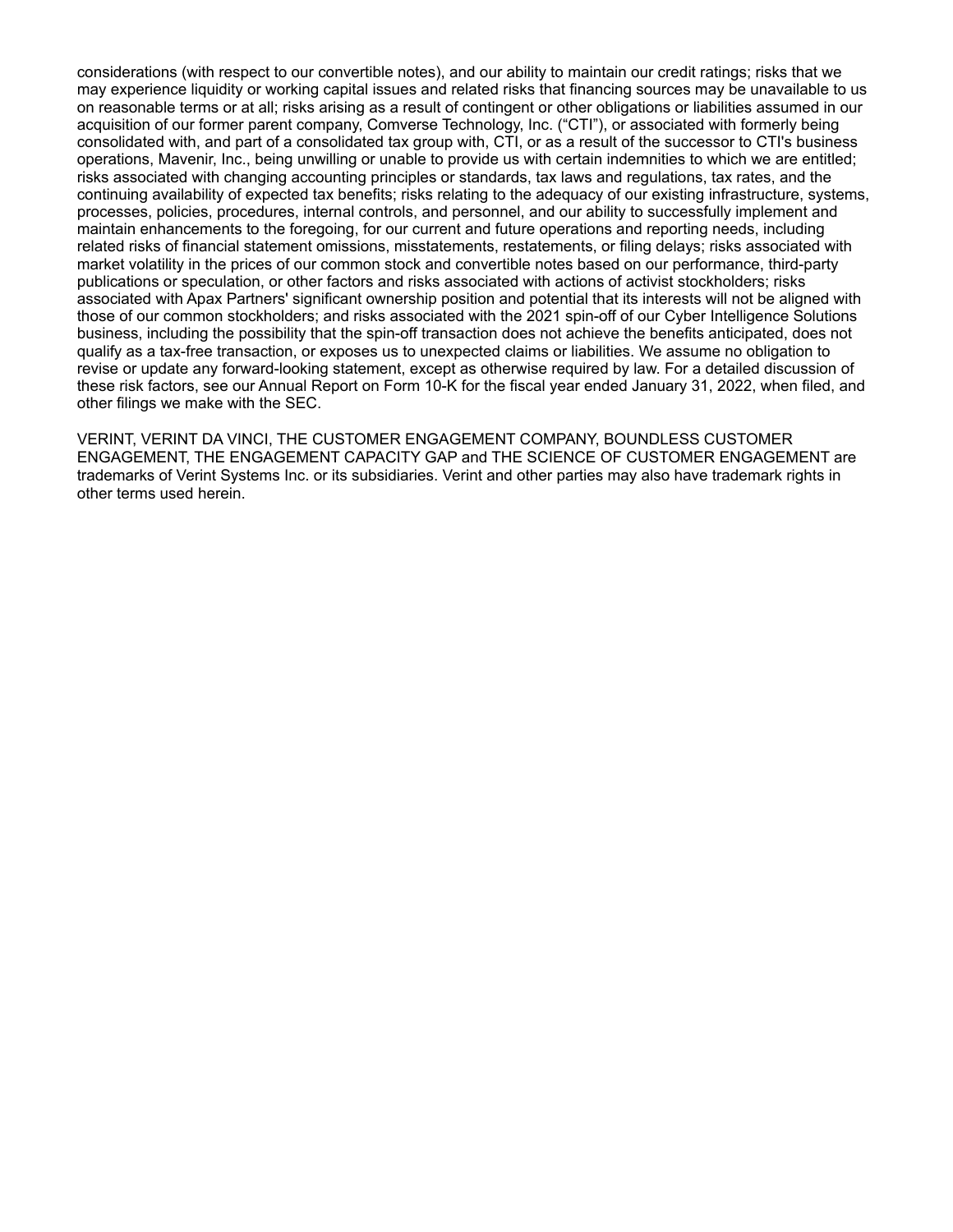considerations (with respect to our convertible notes), and our ability to maintain our credit ratings; risks that we may experience liquidity or working capital issues and related risks that financing sources may be unavailable to us on reasonable terms or at all; risks arising as a result of contingent or other obligations or liabilities assumed in our acquisition of our former parent company, Comverse Technology, Inc. ("CTI"), or associated with formerly being consolidated with, and part of a consolidated tax group with, CTI, or as a result of the successor to CTI's business operations, Mavenir, Inc., being unwilling or unable to provide us with certain indemnities to which we are entitled; risks associated with changing accounting principles or standards, tax laws and regulations, tax rates, and the continuing availability of expected tax benefits; risks relating to the adequacy of our existing infrastructure, systems, processes, policies, procedures, internal controls, and personnel, and our ability to successfully implement and maintain enhancements to the foregoing, for our current and future operations and reporting needs, including related risks of financial statement omissions, misstatements, restatements, or filing delays; risks associated with market volatility in the prices of our common stock and convertible notes based on our performance, third-party publications or speculation, or other factors and risks associated with actions of activist stockholders; risks associated with Apax Partners' significant ownership position and potential that its interests will not be aligned with those of our common stockholders; and risks associated with the 2021 spin-off of our Cyber Intelligence Solutions business, including the possibility that the spin-off transaction does not achieve the benefits anticipated, does not qualify as a tax-free transaction, or exposes us to unexpected claims or liabilities. We assume no obligation to revise or update any forward-looking statement, except as otherwise required by law. For a detailed discussion of these risk factors, see our Annual Report on Form 10-K for the fiscal year ended January 31, 2022, when filed, and other filings we make with the SEC.

VERINT, VERINT DA VINCI, THE CUSTOMER ENGAGEMENT COMPANY, BOUNDLESS CUSTOMER ENGAGEMENT, THE ENGAGEMENT CAPACITY GAP and THE SCIENCE OF CUSTOMER ENGAGEMENT are trademarks of Verint Systems Inc. or its subsidiaries. Verint and other parties may also have trademark rights in other terms used herein.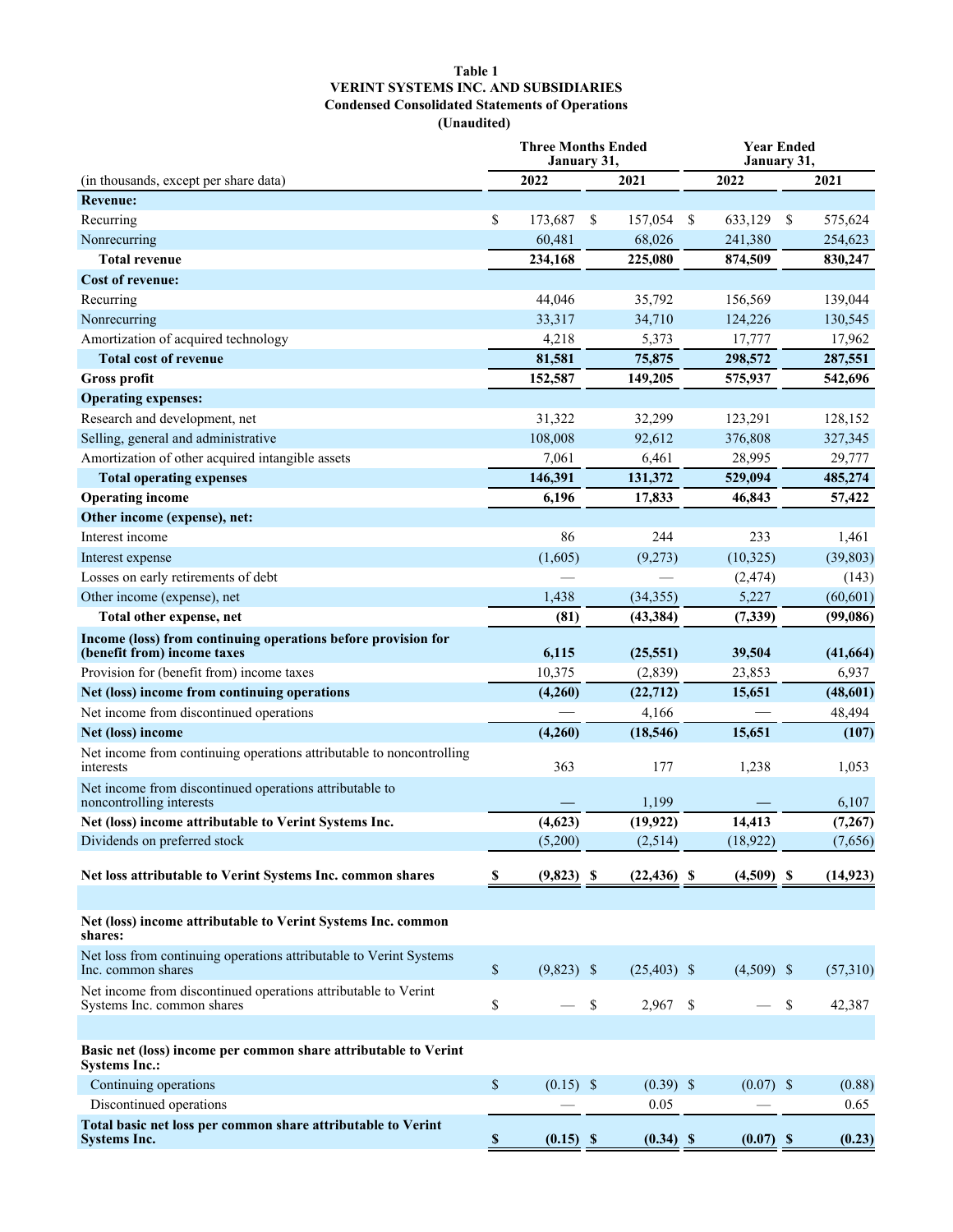**Table 1**
**VERINT SYSTEMS INC. AND SUBSIDIARIES**
**Condensed Consolidated Statements of Operations**
**(Unaudited)**

| | Three Months Ended January 31, | | Year Ended January 31, | |
|---|---|---|---|---|
| (in thousands, except per share data) | 2022 | 2021 | 2022 | 2021 |
| **Revenue:** | | | | |
| Recurring | $ 173,687 | $ 157,054 | $ 633,129 | $ 575,624 |
| Nonrecurring | 60,481 | 68,026 | 241,380 | 254,623 |
| **Total revenue** | **234,168** | **225,080** | **874,509** | **830,247** |
| **Cost of revenue:** | | | | |
| Recurring | 44,046 | 35,792 | 156,569 | 139,044 |
| Nonrecurring | 33,317 | 34,710 | 124,226 | 130,545 |
| Amortization of acquired technology | 4,218 | 5,373 | 17,777 | 17,962 |
| **Total cost of revenue** | **81,581** | **75,875** | **298,572** | **287,551** |
| **Gross profit** | **152,587** | **149,205** | **575,937** | **542,696** |
| **Operating expenses:** | | | | |
| Research and development, net | 31,322 | 32,299 | 123,291 | 128,152 |
| Selling, general and administrative | 108,008 | 92,612 | 376,808 | 327,345 |
| Amortization of other acquired intangible assets | 7,061 | 6,461 | 28,995 | 29,777 |
| **Total operating expenses** | **146,391** | **131,372** | **529,094** | **485,274** |
| **Operating income** | **6,196** | **17,833** | **46,843** | **57,422** |
| **Other income (expense), net:** | | | | |
| Interest income | 86 | 244 | 233 | 1,461 |
| Interest expense | (1,605) | (9,273) | (10,325) | (39,803) |
| Losses on early retirements of debt | — | — | (2,474) | (143) |
| Other income (expense), net | 1,438 | (34,355) | 5,227 | (60,601) |
| **Total other expense, net** | **(81)** | **(43,384)** | **(7,339)** | **(99,086)** |
| **Income (loss) from continuing operations before provision for (benefit from) income taxes** | **6,115** | **(25,551)** | **39,504** | **(41,664)** |
| Provision for (benefit from) income taxes | 10,375 | (2,839) | 23,853 | 6,937 |
| **Net (loss) income from continuing operations** | **(4,260)** | **(22,712)** | **15,651** | **(48,601)** |
| Net income from discontinued operations | — | 4,166 | — | 48,494 |
| **Net (loss) income** | **(4,260)** | **(18,546)** | **15,651** | **(107)** |
| Net income from continuing operations attributable to noncontrolling interests | 363 | 177 | 1,238 | 1,053 |
| Net income from discontinued operations attributable to noncontrolling interests | — | 1,199 | — | 6,107 |
| **Net (loss) income attributable to Verint Systems Inc.** | **(4,623)** | **(19,922)** | **14,413** | **(7,267)** |
| Dividends on preferred stock | (5,200) | (2,514) | (18,922) | (7,656) |
| **Net loss attributable to Verint Systems Inc. common shares** | **$ (9,823)** | **$ (22,436)** | **$ (4,509)** | **$ (14,923)** |
| | | | | |
| **Net (loss) income attributable to Verint Systems Inc. common shares:** | | | | |
| Net loss from continuing operations attributable to Verint Systems Inc. common shares | $ (9,823) | $ (25,403) | $ (4,509) | $ (57,310) |
| Net income from discontinued operations attributable to Verint Systems Inc. common shares | $ — | $ 2,967 | $ — | $ 42,387 |
| | | | | |
| **Basic net (loss) income per common share attributable to Verint Systems Inc.:** | | | | |
| Continuing operations | $ (0.15) | $ (0.39) | $ (0.07) | $ (0.88) |
| Discontinued operations | — | 0.05 | — | 0.65 |
| **Total basic net loss per common share attributable to Verint Systems Inc.** | **$ (0.15)** | **$ (0.34)** | **$ (0.07)** | **$ (0.23)** |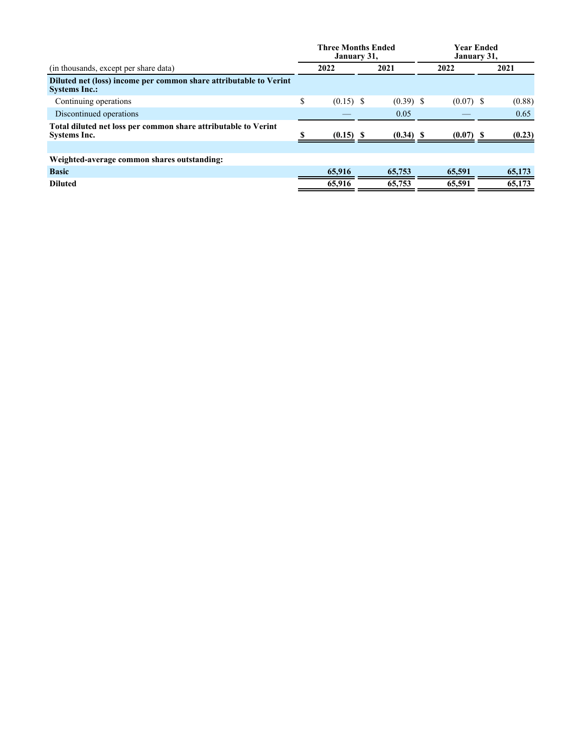| | Three Months Ended January 31, | | Year Ended January 31, | |
|---|---|---|---|---|
| (in thousands, except per share data) | 2022 | 2021 | 2022 | 2021 |
| **Diluted net (loss) income per common share attributable to Verint Systems Inc.:** | | | | |
| Continuing operations | $ (0.15) | $ (0.39) | $ (0.07) | $ (0.88) |
| Discontinued operations | — | 0.05 | — | 0.65 |
| **Total diluted net loss per common share attributable to Verint Systems Inc.** | **$ (0.15)** | **$ (0.34)** | **$ (0.07)** | **$ (0.23)** |
| | | | | |
| **Weighted-average common shares outstanding:** | | | | |
| **Basic** | **65,916** | **65,753** | **65,591** | **65,173** |
| **Diluted** | **65,916** | **65,753** | **65,591** | **65,173** |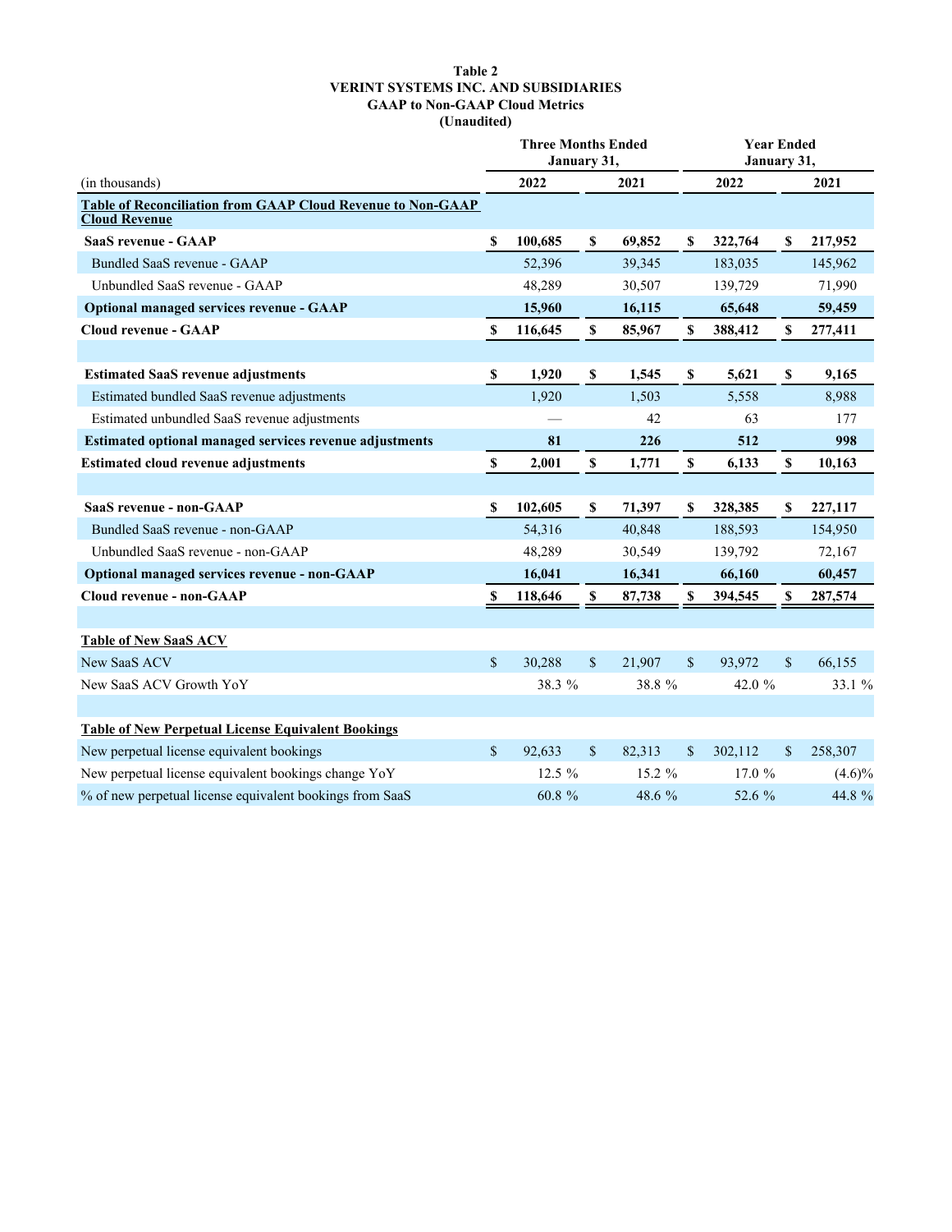**Table 2**
**VERINT SYSTEMS INC. AND SUBSIDIARIES**
**GAAP to Non-GAAP Cloud Metrics**
**(Unaudited)**

| | Three Months Ended January 31, | | Year Ended January 31, | |
|---|---|---|---|---|
| (in thousands) | 2022 | 2021 | 2022 | 2021 |
| **Table of Reconciliation from GAAP Cloud Revenue to Non-GAAP Cloud Revenue** | | | | |
| **SaaS revenue - GAAP** | **$ 100,685** | **$ 69,852** | **$ 322,764** | **$ 217,952** |
| Bundled SaaS revenue - GAAP | 52,396 | 39,345 | 183,035 | 145,962 |
| Unbundled SaaS revenue - GAAP | 48,289 | 30,507 | 139,729 | 71,990 |
| **Optional managed services revenue - GAAP** | **15,960** | **16,115** | **65,648** | **59,459** |
| **Cloud revenue - GAAP** | **$ 116,645** | **$ 85,967** | **$ 388,412** | **$ 277,411** |
| | | | | |
| **Estimated SaaS revenue adjustments** | **$ 1,920** | **$ 1,545** | **$ 5,621** | **$ 9,165** |
| Estimated bundled SaaS revenue adjustments | 1,920 | 1,503 | 5,558 | 8,988 |
| Estimated unbundled SaaS revenue adjustments | — | 42 | 63 | 177 |
| **Estimated optional managed services revenue adjustments** | **81** | **226** | **512** | **998** |
| **Estimated cloud revenue adjustments** | **$ 2,001** | **$ 1,771** | **$ 6,133** | **$ 10,163** |
| | | | | |
| **SaaS revenue - non-GAAP** | **$ 102,605** | **$ 71,397** | **$ 328,385** | **$ 227,117** |
| Bundled SaaS revenue - non-GAAP | 54,316 | 40,848 | 188,593 | 154,950 |
| Unbundled SaaS revenue - non-GAAP | 48,289 | 30,549 | 139,792 | 72,167 |
| **Optional managed services revenue - non-GAAP** | **16,041** | **16,341** | **66,160** | **60,457** |
| **Cloud revenue - non-GAAP** | **$ 118,646** | **$ 87,738** | **$ 394,545** | **$ 287,574** |
| | | | | |
| **Table of New SaaS ACV** | | | | |
| New SaaS ACV | $ 30,288 | $ 21,907 | $ 93,972 | $ 66,155 |
| New SaaS ACV Growth YoY | 38.3 % | 38.8 % | 42.0 % | 33.1 % |
| | | | | |
| **Table of New Perpetual License Equivalent Bookings** | | | | |
| New perpetual license equivalent bookings | $ 92,633 | $ 82,313 | $ 302,112 | $ 258,307 |
| New perpetual license equivalent bookings change YoY | 12.5 % | 15.2 % | 17.0 % | (4.6)% |
| % of new perpetual license equivalent bookings from SaaS | 60.8 % | 48.6 % | 52.6 % | 44.8 % |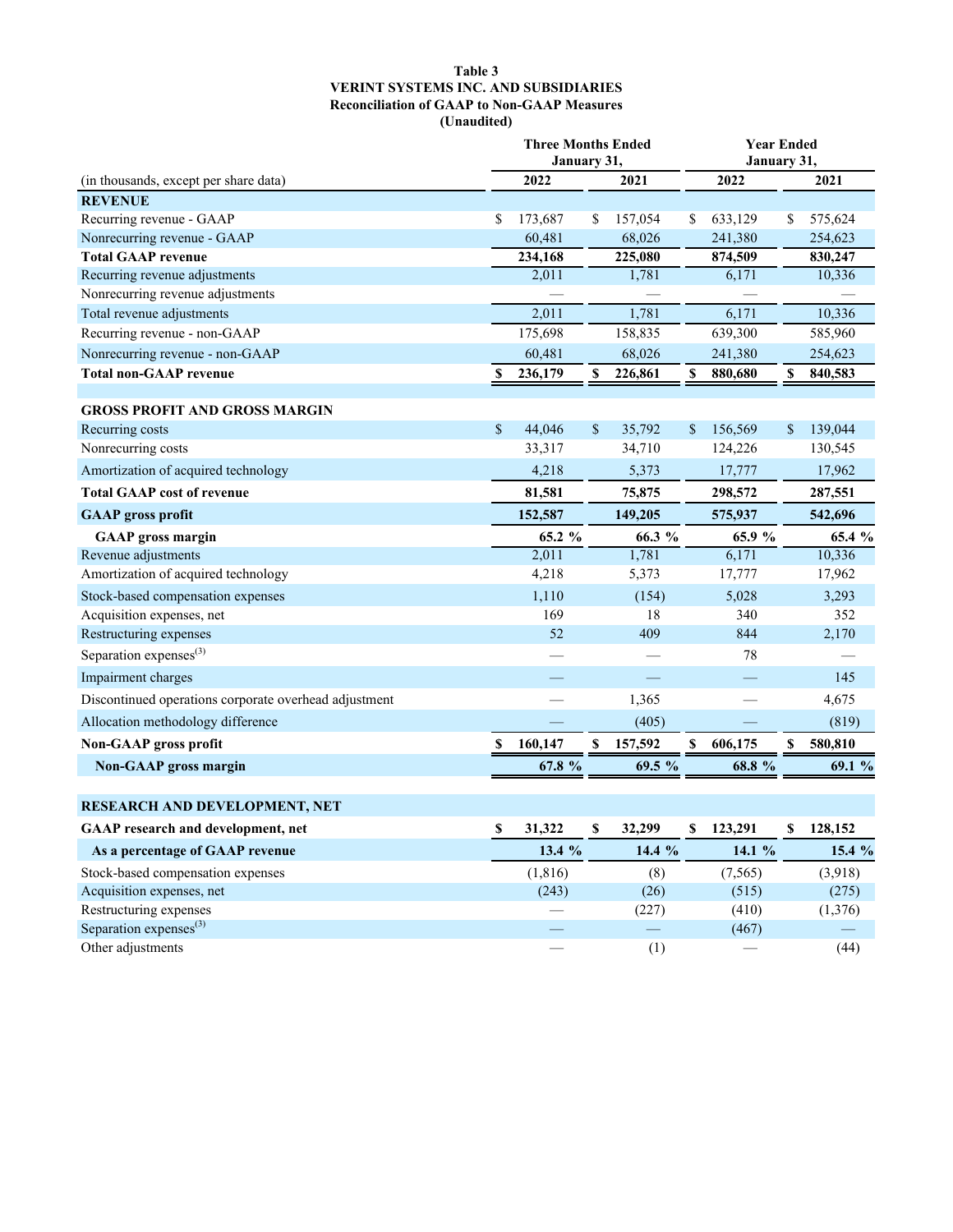**Table 3**
**VERINT SYSTEMS INC. AND SUBSIDIARIES**
**Reconciliation of GAAP to Non-GAAP Measures**
**(Unaudited)**

| | Three Months Ended January 31, | | Year Ended January 31, | |
|---|---|---|---|---|
| (in thousands, except per share data) | 2022 | 2021 | 2022 | 2021 |
| **REVENUE** | | | | |
| Recurring revenue - GAAP | $ 173,687 | $ 157,054 | $ 633,129 | $ 575,624 |
| Nonrecurring revenue - GAAP | 60,481 | 68,026 | 241,380 | 254,623 |
| **Total GAAP revenue** | **234,168** | **225,080** | **874,509** | **830,247** |
| Recurring revenue adjustments | 2,011 | 1,781 | 6,171 | 10,336 |
| Nonrecurring revenue adjustments | — | — | — | — |
| Total revenue adjustments | 2,011 | 1,781 | 6,171 | 10,336 |
| Recurring revenue - non-GAAP | 175,698 | 158,835 | 639,300 | 585,960 |
| Nonrecurring revenue - non-GAAP | 60,481 | 68,026 | 241,380 | 254,623 |
| **Total non-GAAP revenue** | **$ 236,179** | **$ 226,861** | **$ 880,680** | **$ 840,583** |
| | | | | |
| **GROSS PROFIT AND GROSS MARGIN** | | | | |
| Recurring costs | $ 44,046 | $ 35,792 | $ 156,569 | $ 139,044 |
| Nonrecurring costs | 33,317 | 34,710 | 124,226 | 130,545 |
| Amortization of acquired technology | 4,218 | 5,373 | 17,777 | 17,962 |
| **Total GAAP cost of revenue** | **81,581** | **75,875** | **298,572** | **287,551** |
| **GAAP gross profit** | **152,587** | **149,205** | **575,937** | **542,696** |
| **GAAP gross margin** | **65.2 %** | **66.3 %** | **65.9 %** | **65.4 %** |
| Revenue adjustments | 2,011 | 1,781 | 6,171 | 10,336 |
| Amortization of acquired technology | 4,218 | 5,373 | 17,777 | 17,962 |
| Stock-based compensation expenses | 1,110 | (154) | 5,028 | 3,293 |
| Acquisition expenses, net | 169 | 18 | 340 | 352 |
| Restructuring expenses | 52 | 409 | 844 | 2,170 |
| Separation expenses[(3)] | — | — | 78 | — |
| Impairment charges | — | — | — | 145 |
| Discontinued operations corporate overhead adjustment | — | 1,365 | — | 4,675 |
| Allocation methodology difference | — | (405) | — | (819) |
| **Non-GAAP gross profit** | **$ 160,147** | **$ 157,592** | **$ 606,175** | **$ 580,810** |
| **Non-GAAP gross margin** | **67.8 %** | **69.5 %** | **68.8 %** | **69.1 %** |
| | | | | |
| **RESEARCH AND DEVELOPMENT, NET** | | | | |
| **GAAP research and development, net** | **$ 31,322** | **$ 32,299** | **$ 123,291** | **$ 128,152** |
| **As a percentage of GAAP revenue** | **13.4 %** | **14.4 %** | **14.1 %** | **15.4 %** |
| Stock-based compensation expenses | (1,816) | (8) | (7,565) | (3,918) |
| Acquisition expenses, net | (243) | (26) | (515) | (275) |
| Restructuring expenses | — | (227) | (410) | (1,376) |
| Separation expenses[(3)] | — | — | (467) | — |
| Other adjustments | — | (1) | — | (44) |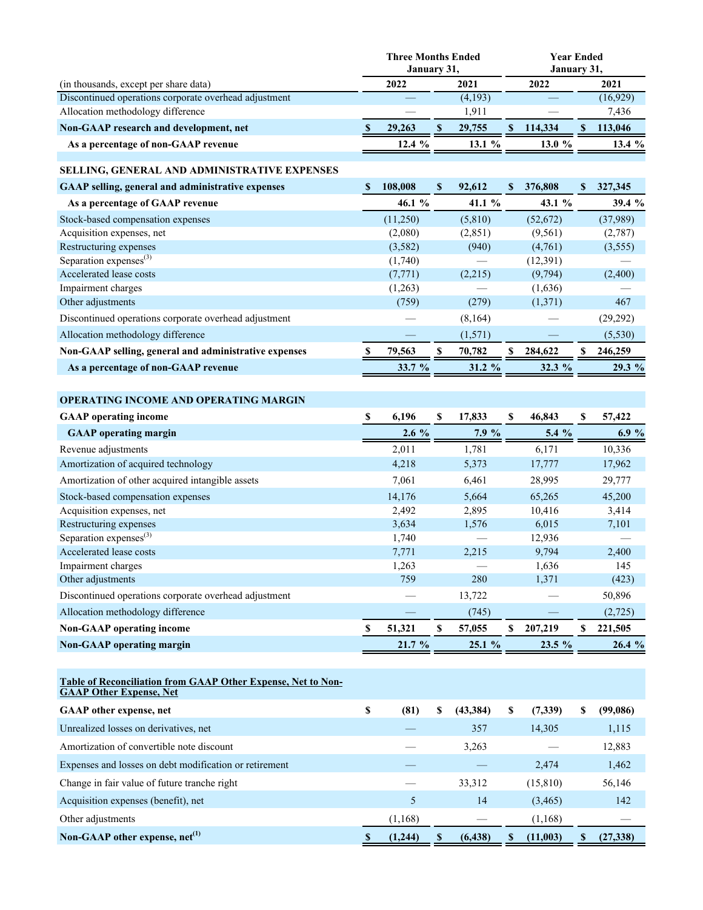| (in thousands, except per share data) | Three Months Ended January 31, 2022 | Three Months Ended January 31, 2021 | Year Ended January 31, 2022 | Year Ended January 31, 2021 |
|---|---|---|---|---|
| Discontinued operations corporate overhead adjustment | — | (4,193) | — | (16,929) |
| Allocation methodology difference | — | 1,911 | — | 7,436 |
| **Non-GAAP research and development, net** | **$ 29,263** | **$ 29,755** | **$ 114,334** | **$ 113,046** |
| **As a percentage of non-GAAP revenue** | **12.4 %** | **13.1 %** | **13.0 %** | **13.4 %** |
| | | | | |
| **SELLING, GENERAL AND ADMINISTRATIVE EXPENSES** | | | | |
| **GAAP selling, general and administrative expenses** | **$ 108,008** | **$ 92,612** | **$ 376,808** | **$ 327,345** |
| **As a percentage of GAAP revenue** | **46.1 %** | **41.1 %** | **43.1 %** | **39.4 %** |
| Stock-based compensation expenses | (11,250) | (5,810) | (52,672) | (37,989) |
| Acquisition expenses, net | (2,080) | (2,851) | (9,561) | (2,787) |
| Restructuring expenses | (3,582) | (940) | (4,761) | (3,555) |
| Separation expenses[(3)] | (1,740) | — | (12,391) | — |
| Accelerated lease costs | (7,771) | (2,215) | (9,794) | (2,400) |
| Impairment charges | (1,263) | — | (1,636) | — |
| Other adjustments | (759) | (279) | (1,371) | 467 |
| Discontinued operations corporate overhead adjustment | — | (8,164) | — | (29,292) |
| Allocation methodology difference | — | (1,571) | — | (5,530) |
| **Non-GAAP selling, general and administrative expenses** | **$ 79,563** | **$ 70,782** | **$ 284,622** | **$ 246,259** |
| **As a percentage of non-GAAP revenue** | **33.7 %** | **31.2 %** | **32.3 %** | **29.3 %** |
| | | | | |
| **OPERATING INCOME AND OPERATING MARGIN** | | | | |
| **GAAP operating income** | **$ 6,196** | **$ 17,833** | **$ 46,843** | **$ 57,422** |
| **GAAP operating margin** | **2.6 %** | **7.9 %** | **5.4 %** | **6.9 %** |
| Revenue adjustments | 2,011 | 1,781 | 6,171 | 10,336 |
| Amortization of acquired technology | 4,218 | 5,373 | 17,777 | 17,962 |
| Amortization of other acquired intangible assets | 7,061 | 6,461 | 28,995 | 29,777 |
| Stock-based compensation expenses | 14,176 | 5,664 | 65,265 | 45,200 |
| Acquisition expenses, net | 2,492 | 2,895 | 10,416 | 3,414 |
| Restructuring expenses | 3,634 | 1,576 | 6,015 | 7,101 |
| Separation expenses[(3)] | 1,740 | — | 12,936 | — |
| Accelerated lease costs | 7,771 | 2,215 | 9,794 | 2,400 |
| Impairment charges | 1,263 | — | 1,636 | 145 |
| Other adjustments | 759 | 280 | 1,371 | (423) |
| Discontinued operations corporate overhead adjustment | — | 13,722 | — | 50,896 |
| Allocation methodology difference | — | (745) | — | (2,725) |
| **Non-GAAP operating income** | **$ 51,321** | **$ 57,055** | **$ 207,219** | **$ 221,505** |
| **Non-GAAP operating margin** | **21.7 %** | **25.1 %** | **23.5 %** | **26.4 %** |
| | | | | |
| **Table of Reconciliation from GAAP Other Expense, Net to Non-GAAP Other Expense, Net** | | | | |
| **GAAP other expense, net** | **$ (81)** | **$ (43,384)** | **$ (7,339)** | **$ (99,086)** |
| Unrealized losses on derivatives, net | — | 357 | 14,305 | 1,115 |
| Amortization of convertible note discount | — | 3,263 | — | 12,883 |
| Expenses and losses on debt modification or retirement | — | — | 2,474 | 1,462 |
| Change in fair value of future tranche right | — | 33,312 | (15,810) | 56,146 |
| Acquisition expenses (benefit), net | 5 | 14 | (3,465) | 142 |
| Other adjustments | (1,168) | — | (1,168) | — |
| **Non-GAAP other expense, net[(1)]** | **$ (1,244)** | **$ (6,438)** | **$ (11,003)** | **$ (27,338)** |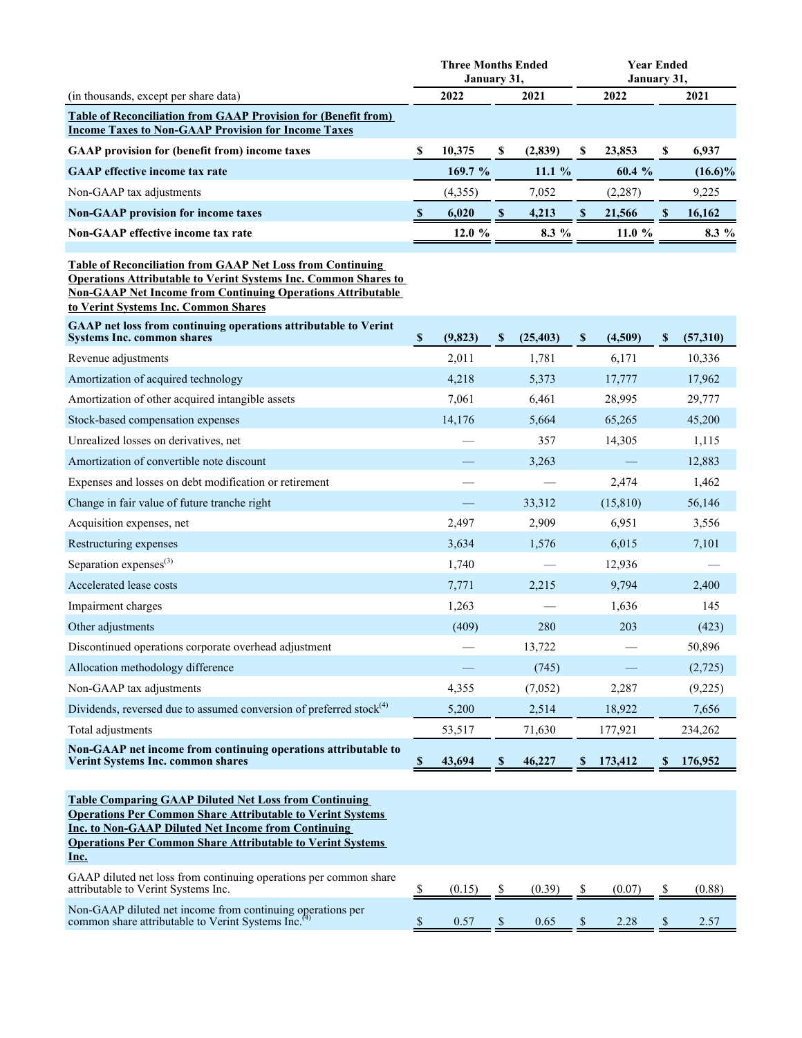| (in thousands, except per share data) | Three Months Ended January 31, 2022 | Three Months Ended January 31, 2021 | Year Ended January 31, 2022 | Year Ended January 31, 2021 |
|---|---|---|---|---|
| **Table of Reconciliation from GAAP Provision for (Benefit from) Income Taxes to Non-GAAP Provision for Income Taxes** | | | | |
| **GAAP provision for (benefit from) income taxes** | **$ 10,375** | **$ (2,839)** | **$ 23,853** | **$ 6,937** |
| **GAAP effective income tax rate** | **169.7 %** | **11.1 %** | **60.4 %** | **(16.6)%** |
| Non-GAAP tax adjustments | (4,355) | 7,052 | (2,287) | 9,225 |
| **Non-GAAP provision for income taxes** | **$ 6,020** | **$ 4,213** | **$ 21,566** | **$ 16,162** |
| **Non-GAAP effective income tax rate** | **12.0 %** | **8.3 %** | **11.0 %** | **8.3 %** |
| **Table of Reconciliation from GAAP Net Loss from Continuing Operations Attributable to Verint Systems Inc. Common Shares to Non-GAAP Net Income from Continuing Operations Attributable to Verint Systems Inc. Common Shares** | | | | |
| **GAAP net loss from continuing operations attributable to Verint Systems Inc. common shares** | **$ (9,823)** | **$ (25,403)** | **$ (4,509)** | **$ (57,310)** |
| Revenue adjustments | 2,011 | 1,781 | 6,171 | 10,336 |
| Amortization of acquired technology | 4,218 | 5,373 | 17,777 | 17,962 |
| Amortization of other acquired intangible assets | 7,061 | 6,461 | 28,995 | 29,777 |
| Stock-based compensation expenses | 14,176 | 5,664 | 65,265 | 45,200 |
| Unrealized losses on derivatives, net | — | 357 | 14,305 | 1,115 |
| Amortization of convertible note discount | — | 3,263 | — | 12,883 |
| Expenses and losses on debt modification or retirement | — | — | 2,474 | 1,462 |
| Change in fair value of future tranche right | — | 33,312 | (15,810) | 56,146 |
| Acquisition expenses, net | 2,497 | 2,909 | 6,951 | 3,556 |
| Restructuring expenses | 3,634 | 1,576 | 6,015 | 7,101 |
| Separation expenses[(3)] | 1,740 | — | 12,936 | — |
| Accelerated lease costs | 7,771 | 2,215 | 9,794 | 2,400 |
| Impairment charges | 1,263 | — | 1,636 | 145 |
| Other adjustments | (409) | 280 | 203 | (423) |
| Discontinued operations corporate overhead adjustment | — | 13,722 | — | 50,896 |
| Allocation methodology difference | — | (745) | — | (2,725) |
| Non-GAAP tax adjustments | 4,355 | (7,052) | 2,287 | (9,225) |
| Dividends, reversed due to assumed conversion of preferred stock[(4)] | 5,200 | 2,514 | 18,922 | 7,656 |
| Total adjustments | 53,517 | 71,630 | 177,921 | 234,262 |
| **Non-GAAP net income from continuing operations attributable to Verint Systems Inc. common shares** | **$ 43,694** | **$ 46,227** | **$ 173,412** | **$ 176,952** |
| **Table Comparing GAAP Diluted Net Loss from Continuing Operations Per Common Share Attributable to Verint Systems Inc. to Non-GAAP Diluted Net Income from Continuing Operations Per Common Share Attributable to Verint Systems Inc.** | | | | |
| GAAP diluted net loss from continuing operations per common share attributable to Verint Systems Inc. | $ (0.15) | $ (0.39) | $ (0.07) | $ (0.88) |
| Non-GAAP diluted net income from continuing operations per common share attributable to Verint Systems Inc.[(4)] | $ 0.57 | $ 0.65 | $ 2.28 | $ 2.57 |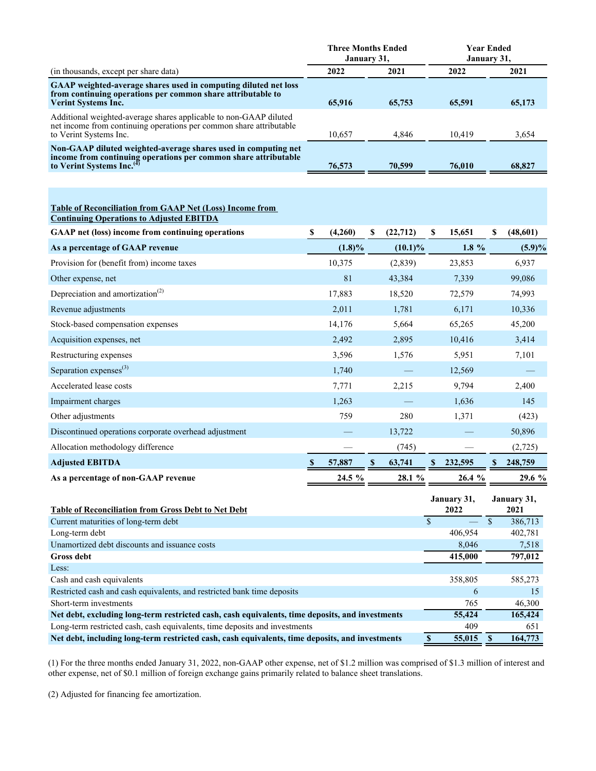| (in thousands, except per share data) | Three Months Ended January 31, 2022 | Three Months Ended January 31, 2021 | Year Ended January 31, 2022 | Year Ended January 31, 2021 |
|---|---|---|---|---|
| **GAAP weighted-average shares used in computing diluted net loss from continuing operations per common share attributable to Verint Systems Inc.** | **65,916** | **65,753** | **65,591** | **65,173** |
| Additional weighted-average shares applicable to non-GAAP diluted net income from continuing operations per common share attributable to Verint Systems Inc. | 10,657 | 4,846 | 10,419 | 3,654 |
| **Non-GAAP diluted weighted-average shares used in computing net income from continuing operations per common share attributable to Verint Systems Inc.(4)** | **76,573** | **70,599** | **76,010** | **68,827** |

**Table of Reconciliation from GAAP Net (Loss) Income from Continuing Operations to Adjusted EBITDA**

| | Three Months Ended January 31, 2022 | Three Months Ended January 31, 2021 | Year Ended January 31, 2022 | Year Ended January 31, 2021 |
|---|---|---|---|---|
| **GAAP net (loss) income from continuing operations** | **$ (4,260)** | **$ (22,712)** | **$ 15,651** | **$ (48,601)** |
| **As a percentage of GAAP revenue** | **(1.8)%** | **(10.1)%** | **1.8 %** | **(5.9)%** |
| Provision for (benefit from) income taxes | 10,375 | (2,839) | 23,853 | 6,937 |
| Other expense, net | 81 | 43,384 | 7,339 | 99,086 |
| Depreciation and amortization(2) | 17,883 | 18,520 | 72,579 | 74,993 |
| Revenue adjustments | 2,011 | 1,781 | 6,171 | 10,336 |
| Stock-based compensation expenses | 14,176 | 5,664 | 65,265 | 45,200 |
| Acquisition expenses, net | 2,492 | 2,895 | 10,416 | 3,414 |
| Restructuring expenses | 3,596 | 1,576 | 5,951 | 7,101 |
| Separation expenses(3) | 1,740 | — | 12,569 | — |
| Accelerated lease costs | 7,771 | 2,215 | 9,794 | 2,400 |
| Impairment charges | 1,263 | — | 1,636 | 145 |
| Other adjustments | 759 | 280 | 1,371 | (423) |
| Discontinued operations corporate overhead adjustment | — | 13,722 | — | 50,896 |
| Allocation methodology difference | — | (745) | — | (2,725) |
| **Adjusted EBITDA** | **$ 57,887** | **$ 63,741** | **$ 232,595** | **$ 248,759** |
| **As a percentage of non-GAAP revenue** | **24.5 %** | **28.1 %** | **26.4 %** | **29.6 %** |

| **Table of Reconciliation from Gross Debt to Net Debt** | **January 31, 2022** | **January 31, 2021** |
|---|---|---|
| Current maturities of long-term debt | $ — | $ 386,713 |
| Long-term debt | 406,954 | 402,781 |
| Unamortized debt discounts and issuance costs | 8,046 | 7,518 |
| **Gross debt** | **415,000** | **797,012** |
| Less: | | |
| Cash and cash equivalents | 358,805 | 585,273 |
| Restricted cash and cash equivalents, and restricted bank time deposits | 6 | 15 |
| Short-term investments | 765 | 46,300 |
| **Net debt, excluding long-term restricted cash, cash equivalents, time deposits, and investments** | **55,424** | **165,424** |
| Long-term restricted cash, cash equivalents, time deposits and investments | 409 | 651 |
| **Net debt, including long-term restricted cash, cash equivalents, time deposits, and investments** | **$ 55,015** | **$ 164,773** |

(1) For the three months ended January 31, 2022, non-GAAP other expense, net of $1.2 million was comprised of $1.3 million of interest and other expense, net of $0.1 million of foreign exchange gains primarily related to balance sheet translations.

(2) Adjusted for financing fee amortization.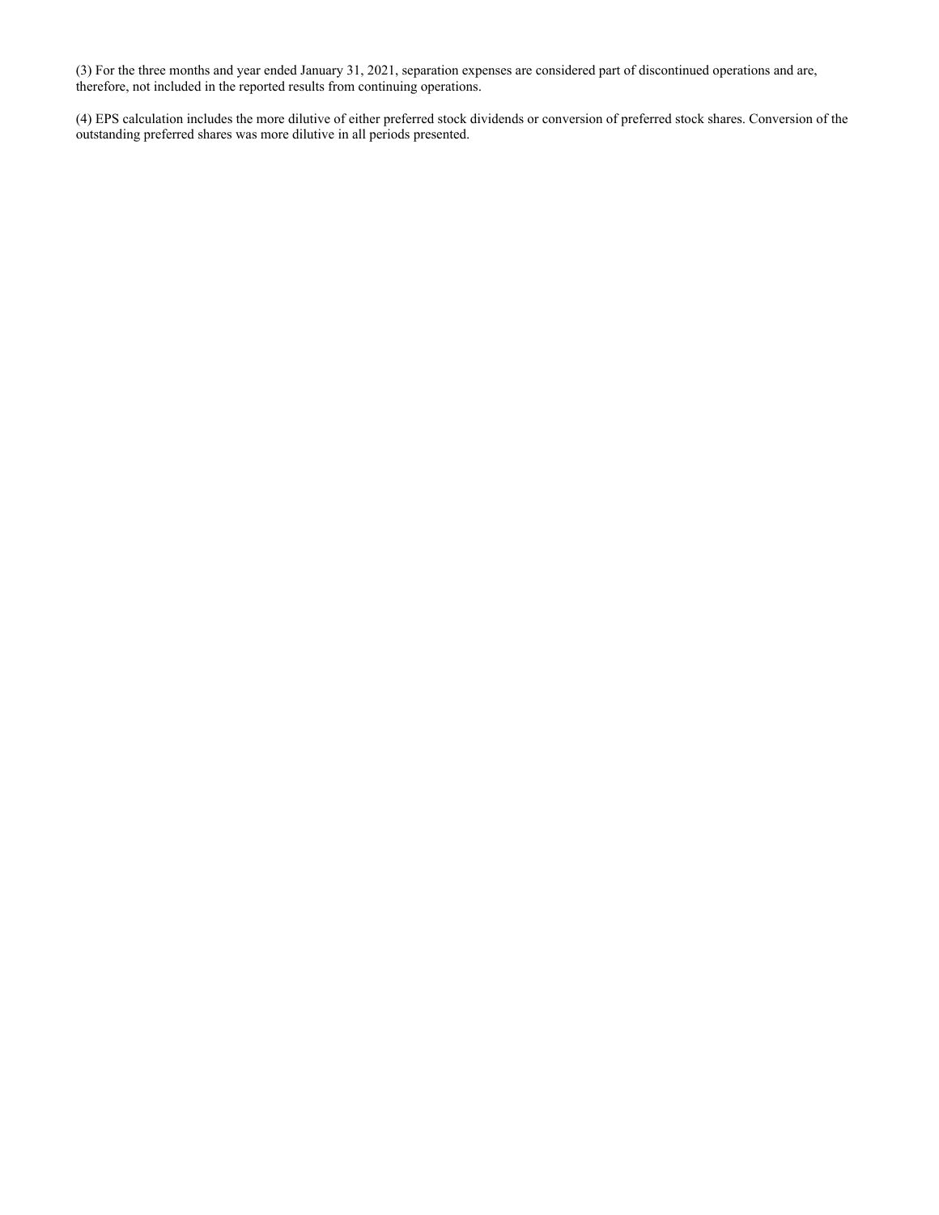(3) For the three months and year ended January 31, 2021, separation expenses are considered part of discontinued operations and are, therefore, not included in the reported results from continuing operations.

(4) EPS calculation includes the more dilutive of either preferred stock dividends or conversion of preferred stock shares. Conversion of the outstanding preferred shares was more dilutive in all periods presented.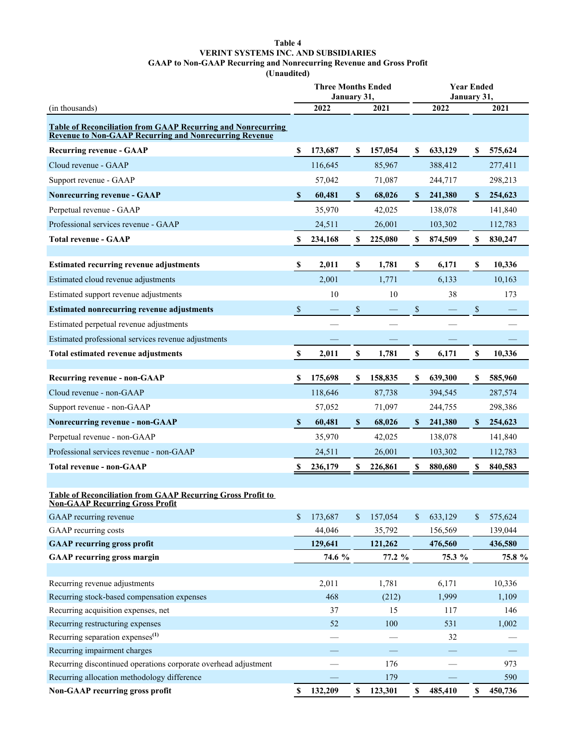**Table 4**
**VERINT SYSTEMS INC. AND SUBSIDIARIES**
**GAAP to Non-GAAP Recurring and Nonrecurring Revenue and Gross Profit**
**(Unaudited)**

| | Three Months Ended January 31, | | Year Ended January 31, | |
|---|---|---|---|---|
| (in thousands) | 2022 | 2021 | 2022 | 2021 |
| **Table of Reconciliation from GAAP Recurring and Nonrecurring Revenue to Non-GAAP Recurring and Nonrecurring Revenue** | | | | |
| **Recurring revenue - GAAP** | **$ 173,687** | **$ 157,054** | **$ 633,129** | **$ 575,624** |
| Cloud revenue - GAAP | 116,645 | 85,967 | 388,412 | 277,411 |
| Support revenue - GAAP | 57,042 | 71,087 | 244,717 | 298,213 |
| **Nonrecurring revenue - GAAP** | **$ 60,481** | **$ 68,026** | **$ 241,380** | **$ 254,623** |
| Perpetual revenue - GAAP | 35,970 | 42,025 | 138,078 | 141,840 |
| Professional services revenue - GAAP | 24,511 | 26,001 | 103,302 | 112,783 |
| **Total revenue - GAAP** | **$ 234,168** | **$ 225,080** | **$ 874,509** | **$ 830,247** |
| | | | | |
| **Estimated recurring revenue adjustments** | **$ 2,011** | **$ 1,781** | **$ 6,171** | **$ 10,336** |
| Estimated cloud revenue adjustments | 2,001 | 1,771 | 6,133 | 10,163 |
| Estimated support revenue adjustments | 10 | 10 | 38 | 173 |
| **Estimated nonrecurring revenue adjustments** | $ — | $ — | $ — | $ — |
| Estimated perpetual revenue adjustments | — | — | — | — |
| Estimated professional services revenue adjustments | — | — | — | — |
| **Total estimated revenue adjustments** | **$ 2,011** | **$ 1,781** | **$ 6,171** | **$ 10,336** |
| | | | | |
| **Recurring revenue - non-GAAP** | **$ 175,698** | **$ 158,835** | **$ 639,300** | **$ 585,960** |
| Cloud revenue - non-GAAP | 118,646 | 87,738 | 394,545 | 287,574 |
| Support revenue - non-GAAP | 57,052 | 71,097 | 244,755 | 298,386 |
| **Nonrecurring revenue - non-GAAP** | **$ 60,481** | **$ 68,026** | **$ 241,380** | **$ 254,623** |
| Perpetual revenue - non-GAAP | 35,970 | 42,025 | 138,078 | 141,840 |
| Professional services revenue - non-GAAP | 24,511 | 26,001 | 103,302 | 112,783 |
| **Total revenue - non-GAAP** | **$ 236,179** | **$ 226,861** | **$ 880,680** | **$ 840,583** |
| | | | | |
| **Table of Reconciliation from GAAP Recurring Gross Profit to Non-GAAP Recurring Gross Profit** | | | | |
| GAAP recurring revenue | $ 173,687 | $ 157,054 | $ 633,129 | $ 575,624 |
| GAAP recurring costs | 44,046 | 35,792 | 156,569 | 139,044 |
| **GAAP recurring gross profit** | **129,641** | **121,262** | **476,560** | **436,580** |
| **GAAP recurring gross margin** | **74.6 %** | **77.2 %** | **75.3 %** | **75.8 %** |
| | | | | |
| Recurring revenue adjustments | 2,011 | 1,781 | 6,171 | 10,336 |
| Recurring stock-based compensation expenses | 468 | (212) | 1,999 | 1,109 |
| Recurring acquisition expenses, net | 37 | 15 | 117 | 146 |
| Recurring restructuring expenses | 52 | 100 | 531 | 1,002 |
| Recurring separation expenses[(1)] | — | — | 32 | — |
| Recurring impairment charges | — | — | — | — |
| Recurring discontinued operations corporate overhead adjustment | — | 176 | — | 973 |
| Recurring allocation methodology difference | — | 179 | — | 590 |
| **Non-GAAP recurring gross profit** | **$ 132,209** | **$ 123,301** | **$ 485,410** | **$ 450,736** |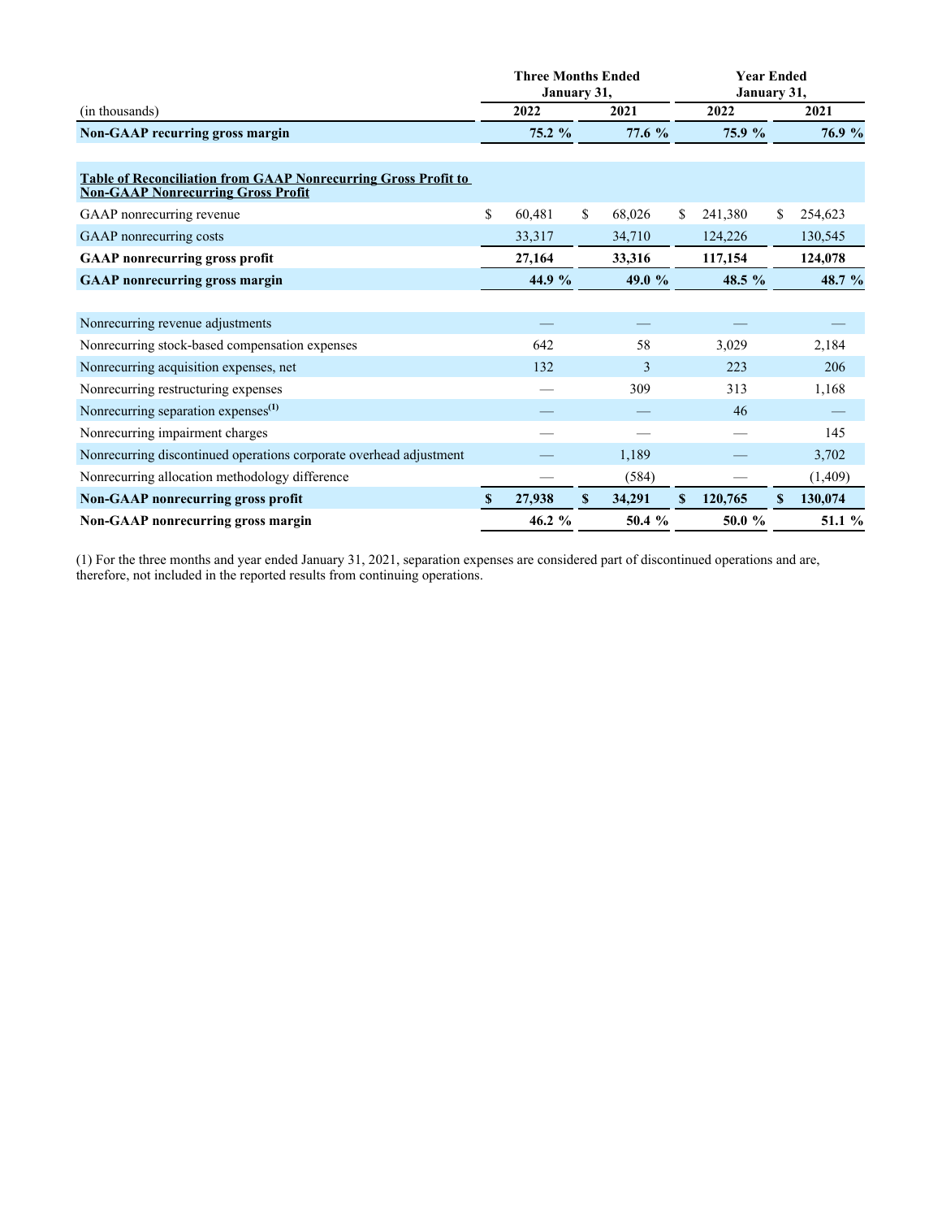| (in thousands) | Three Months Ended January 31, 2022 | Three Months Ended January 31, 2021 | Year Ended January 31, 2022 | Year Ended January 31, 2021 |
|---|---|---|---|---|
| **Non-GAAP recurring gross margin** | **75.2 %** | **77.6 %** | **75.9 %** | **76.9 %** |
| | | | | |
| **Table of Reconciliation from GAAP Nonrecurring Gross Profit to Non-GAAP Nonrecurring Gross Profit** | | | | |
| GAAP nonrecurring revenue | $ 60,481 | $ 68,026 | $ 241,380 | $ 254,623 |
| GAAP nonrecurring costs | 33,317 | 34,710 | 124,226 | 130,545 |
| **GAAP nonrecurring gross profit** | **27,164** | **33,316** | **117,154** | **124,078** |
| **GAAP nonrecurring gross margin** | **44.9 %** | **49.0 %** | **48.5 %** | **48.7 %** |
| | | | | |
| Nonrecurring revenue adjustments | — | — | — | — |
| Nonrecurring stock-based compensation expenses | 642 | 58 | 3,029 | 2,184 |
| Nonrecurring acquisition expenses, net | 132 | 3 | 223 | 206 |
| Nonrecurring restructuring expenses | — | 309 | 313 | 1,168 |
| Nonrecurring separation expenses[(1)] | — | — | 46 | — |
| Nonrecurring impairment charges | — | — | — | 145 |
| Nonrecurring discontinued operations corporate overhead adjustment | — | 1,189 | — | 3,702 |
| Nonrecurring allocation methodology difference | — | (584) | — | (1,409) |
| **Non-GAAP nonrecurring gross profit** | **$ 27,938** | **$ 34,291** | **$ 120,765** | **$ 130,074** |
| **Non-GAAP nonrecurring gross margin** | **46.2 %** | **50.4 %** | **50.0 %** | **51.1 %** |

(1) For the three months and year ended January 31, 2021, separation expenses are considered part of discontinued operations and are, therefore, not included in the reported results from continuing operations.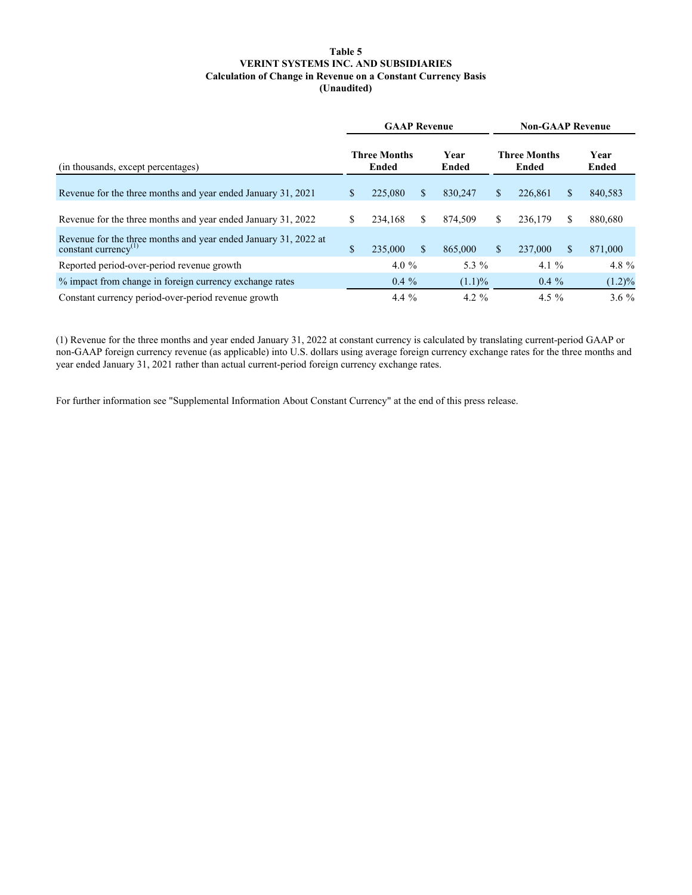**Table 5**
**VERINT SYSTEMS INC. AND SUBSIDIARIES**
**Calculation of Change in Revenue on a Constant Currency Basis**
**(Unaudited)**

| | GAAP Revenue | | Non-GAAP Revenue | |
|---|---|---|---|---|
| (in thousands, except percentages) | Three Months Ended | Year Ended | Three Months Ended | Year Ended |
| Revenue for the three months and year ended January 31, 2021 | $ 225,080 | $ 830,247 | $ 226,861 | $ 840,583 |
| Revenue for the three months and year ended January 31, 2022 | $ 234,168 | $ 874,509 | $ 236,179 | $ 880,680 |
| Revenue for the three months and year ended January 31, 2022 at constant currency(1) | $ 235,000 | $ 865,000 | $ 237,000 | $ 871,000 |
| Reported period-over-period revenue growth | 4.0 % | 5.3 % | 4.1 % | 4.8 % |
| % impact from change in foreign currency exchange rates | 0.4 % | (1.1)% | 0.4 % | (1.2)% |
| Constant currency period-over-period revenue growth | 4.4 % | 4.2 % | 4.5 % | 3.6 % |

(1) Revenue for the three months and year ended January 31, 2022 at constant currency is calculated by translating current-period GAAP or non-GAAP foreign currency revenue (as applicable) into U.S. dollars using average foreign currency exchange rates for the three months and year ended January 31, 2021 rather than actual current-period foreign currency exchange rates.

For further information see "Supplemental Information About Constant Currency" at the end of this press release.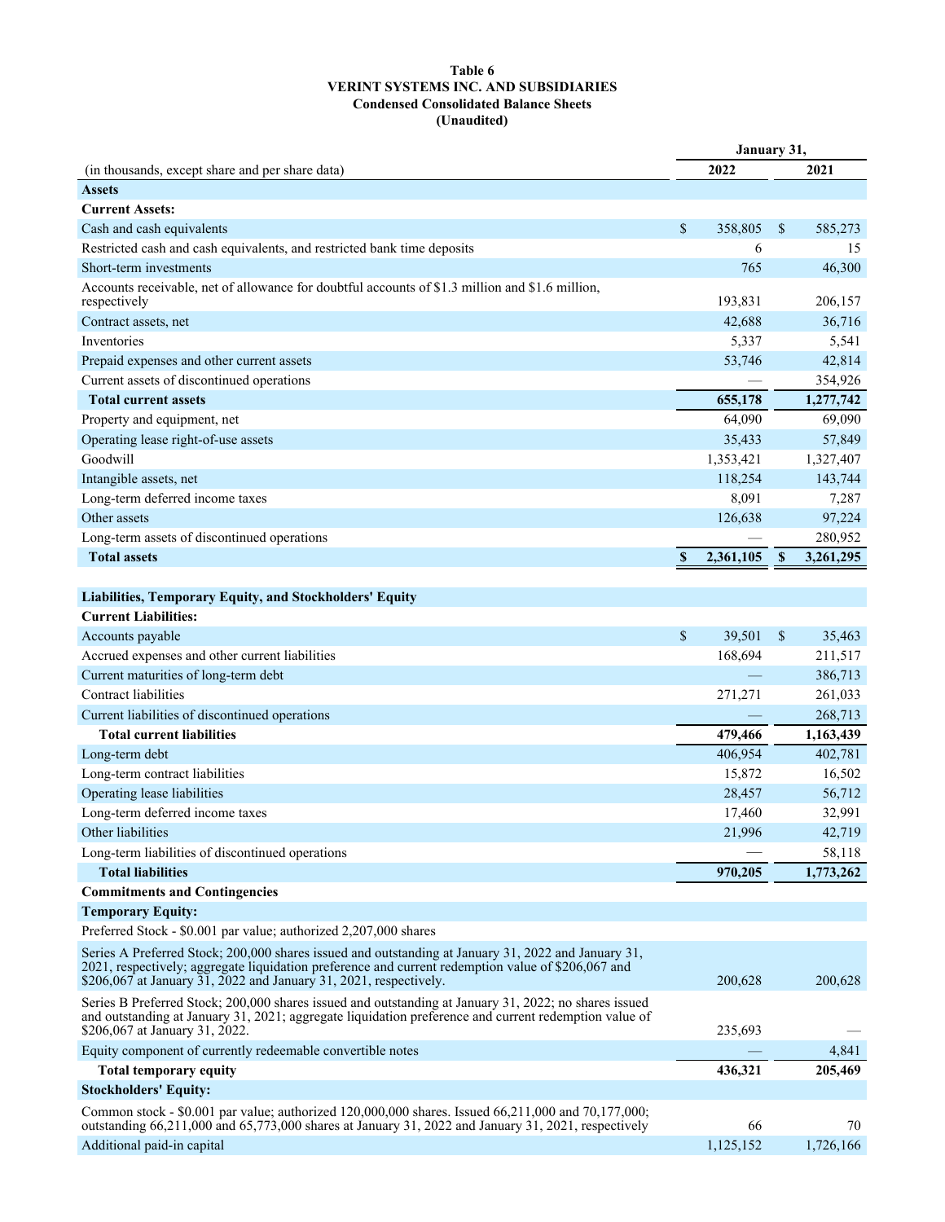**Table 6**
**VERINT SYSTEMS INC. AND SUBSIDIARIES**
**Condensed Consolidated Balance Sheets**
**(Unaudited)**

| | January 31, | |
|---|---|---|
| (in thousands, except share and per share data) | 2022 | 2021 |
| **Assets** | | |
| **Current Assets:** | | |
| Cash and cash equivalents | $ 358,805 | $ 585,273 |
| Restricted cash and cash equivalents, and restricted bank time deposits | 6 | 15 |
| Short-term investments | 765 | 46,300 |
| Accounts receivable, net of allowance for doubtful accounts of $1.3 million and $1.6 million, respectively | 193,831 | 206,157 |
| Contract assets, net | 42,688 | 36,716 |
| Inventories | 5,337 | 5,541 |
| Prepaid expenses and other current assets | 53,746 | 42,814 |
| Current assets of discontinued operations | — | 354,926 |
| **Total current assets** | **655,178** | **1,277,742** |
| Property and equipment, net | 64,090 | 69,090 |
| Operating lease right-of-use assets | 35,433 | 57,849 |
| Goodwill | 1,353,421 | 1,327,407 |
| Intangible assets, net | 118,254 | 143,744 |
| Long-term deferred income taxes | 8,091 | 7,287 |
| Other assets | 126,638 | 97,224 |
| Long-term assets of discontinued operations | — | 280,952 |
| **Total assets** | **$ 2,361,105** | **$ 3,261,295** |
| | | |
| **Liabilities, Temporary Equity, and Stockholders' Equity** | | |
| **Current Liabilities:** | | |
| Accounts payable | $ 39,501 | $ 35,463 |
| Accrued expenses and other current liabilities | 168,694 | 211,517 |
| Current maturities of long-term debt | — | 386,713 |
| Contract liabilities | 271,271 | 261,033 |
| Current liabilities of discontinued operations | — | 268,713 |
| **Total current liabilities** | **479,466** | **1,163,439** |
| Long-term debt | 406,954 | 402,781 |
| Long-term contract liabilities | 15,872 | 16,502 |
| Operating lease liabilities | 28,457 | 56,712 |
| Long-term deferred income taxes | 17,460 | 32,991 |
| Other liabilities | 21,996 | 42,719 |
| Long-term liabilities of discontinued operations | — | 58,118 |
| **Total liabilities** | **970,205** | **1,773,262** |
| **Commitments and Contingencies** | | |
| **Temporary Equity:** | | |
| Preferred Stock - $0.001 par value; authorized 2,207,000 shares | | |
| Series A Preferred Stock; 200,000 shares issued and outstanding at January 31, 2022 and January 31, 2021, respectively; aggregate liquidation preference and current redemption value of $206,067 and $206,067 at January 31, 2022 and January 31, 2021, respectively. | 200,628 | 200,628 |
| Series B Preferred Stock; 200,000 shares issued and outstanding at January 31, 2022; no shares issued and outstanding at January 31, 2021; aggregate liquidation preference and current redemption value of $206,067 at January 31, 2022. | 235,693 | — |
| Equity component of currently redeemable convertible notes | — | 4,841 |
| **Total temporary equity** | **436,321** | **205,469** |
| **Stockholders' Equity:** | | |
| Common stock - $0.001 par value; authorized 120,000,000 shares. Issued 66,211,000 and 70,177,000; outstanding 66,211,000 and 65,773,000 shares at January 31, 2022 and January 31, 2021, respectively | 66 | 70 |
| Additional paid-in capital | 1,125,152 | 1,726,166 |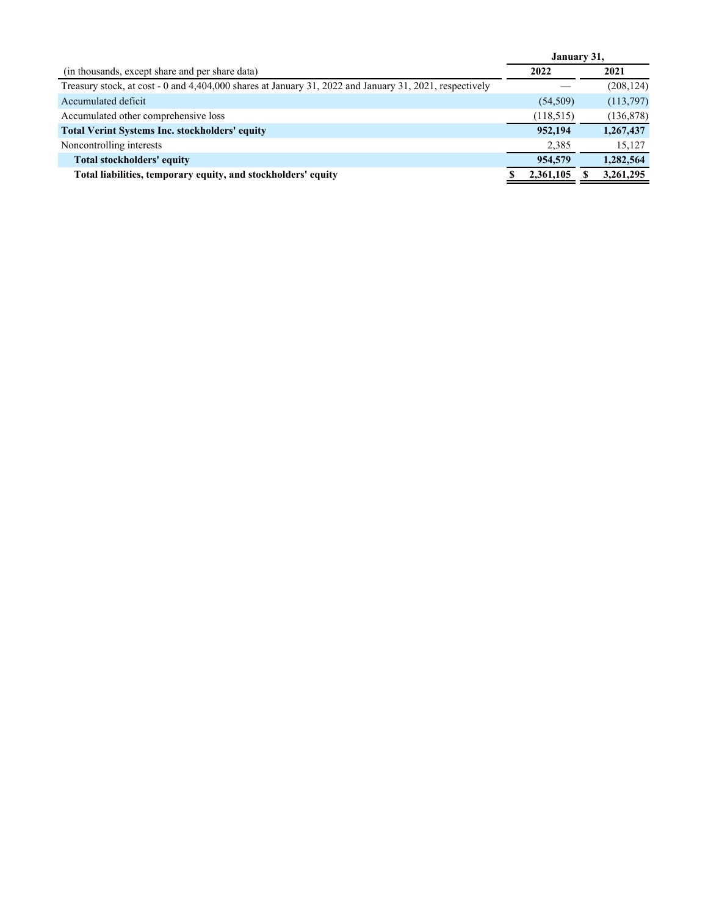| (in thousands, except share and per share data) | January 31, 2022 | January 31, 2021 |
|---|---|---|
| Treasury stock, at cost - 0 and 4,404,000 shares at January 31, 2022 and January 31, 2021, respectively | — | (208,124) |
| Accumulated deficit | (54,509) | (113,797) |
| Accumulated other comprehensive loss | (118,515) | (136,878) |
| **Total Verint Systems Inc. stockholders' equity** | **952,194** | **1,267,437** |
| Noncontrolling interests | 2,385 | 15,127 |
| **Total stockholders' equity** | **954,579** | **1,282,564** |
| **Total liabilities, temporary equity, and stockholders' equity** | **$ 2,361,105** | **$ 3,261,295** |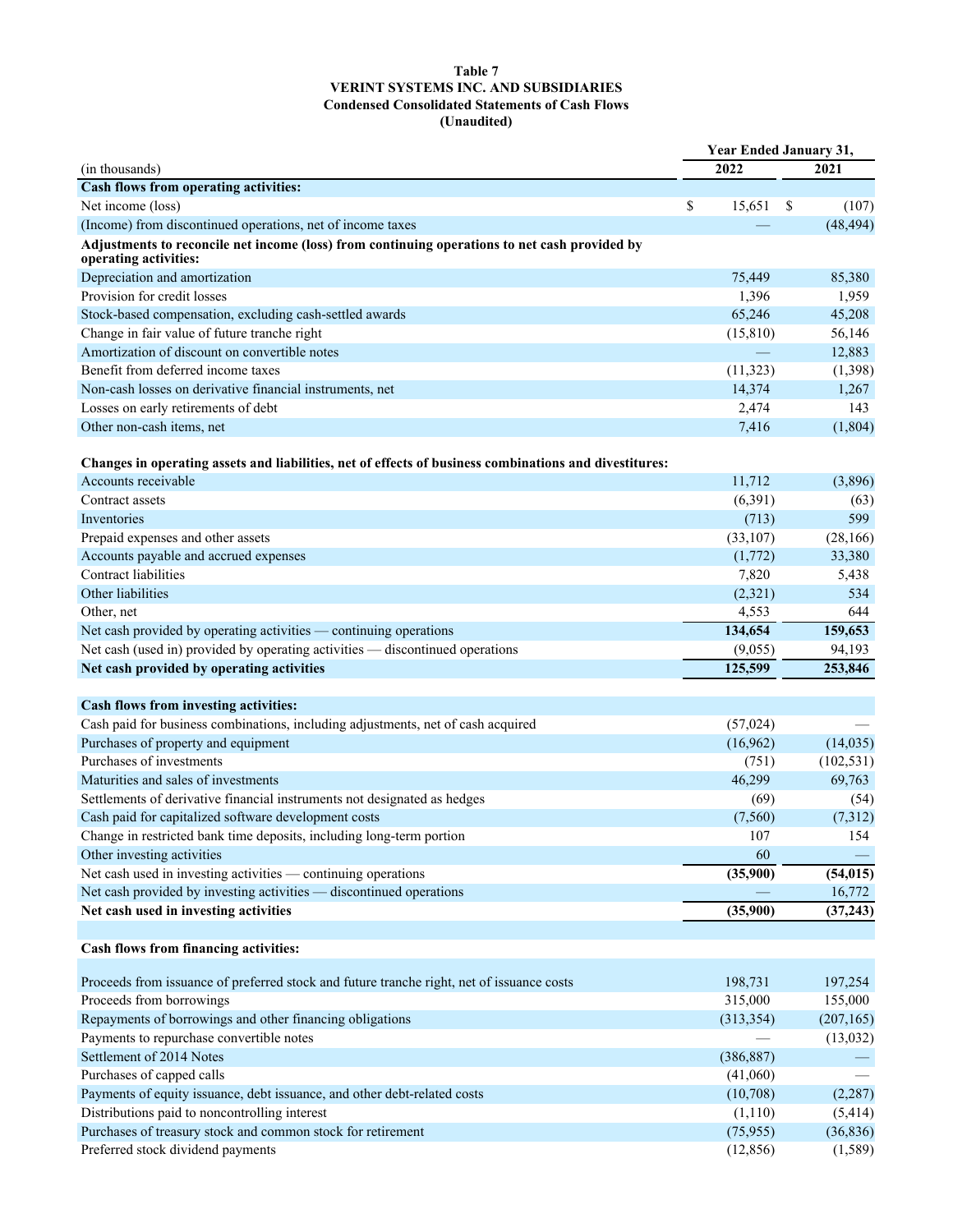**Table 7**
**VERINT SYSTEMS INC. AND SUBSIDIARIES**
**Condensed Consolidated Statements of Cash Flows**
**(Unaudited)**

| | Year Ended January 31, | |
|---|---|---|
| (in thousands) | 2022 | 2021 |
| **Cash flows from operating activities:** | | |
| Net income (loss) | $ 15,651 | $ (107) |
| (Income) from discontinued operations, net of income taxes | — | (48,494) |
| **Adjustments to reconcile net income (loss) from continuing operations to net cash provided by operating activities:** | | |
| Depreciation and amortization | 75,449 | 85,380 |
| Provision for credit losses | 1,396 | 1,959 |
| Stock-based compensation, excluding cash-settled awards | 65,246 | 45,208 |
| Change in fair value of future tranche right | (15,810) | 56,146 |
| Amortization of discount on convertible notes | — | 12,883 |
| Benefit from deferred income taxes | (11,323) | (1,398) |
| Non-cash losses on derivative financial instruments, net | 14,374 | 1,267 |
| Losses on early retirements of debt | 2,474 | 143 |
| Other non-cash items, net | 7,416 | (1,804) |
| **Changes in operating assets and liabilities, net of effects of business combinations and divestitures:** | | |
| Accounts receivable | 11,712 | (3,896) |
| Contract assets | (6,391) | (63) |
| Inventories | (713) | 599 |
| Prepaid expenses and other assets | (33,107) | (28,166) |
| Accounts payable and accrued expenses | (1,772) | 33,380 |
| Contract liabilities | 7,820 | 5,438 |
| Other liabilities | (2,321) | 534 |
| Other, net | 4,553 | 644 |
| Net cash provided by operating activities — continuing operations | **134,654** | **159,653** |
| Net cash (used in) provided by operating activities — discontinued operations | (9,055) | 94,193 |
| **Net cash provided by operating activities** | **125,599** | **253,846** |
| **Cash flows from investing activities:** | | |
| Cash paid for business combinations, including adjustments, net of cash acquired | (57,024) | — |
| Purchases of property and equipment | (16,962) | (14,035) |
| Purchases of investments | (751) | (102,531) |
| Maturities and sales of investments | 46,299 | 69,763 |
| Settlements of derivative financial instruments not designated as hedges | (69) | (54) |
| Cash paid for capitalized software development costs | (7,560) | (7,312) |
| Change in restricted bank time deposits, including long-term portion | 107 | 154 |
| Other investing activities | 60 | — |
| Net cash used in investing activities — continuing operations | **(35,900)** | **(54,015)** |
| Net cash provided by investing activities — discontinued operations | — | 16,772 |
| **Net cash used in investing activities** | **(35,900)** | **(37,243)** |
| **Cash flows from financing activities:** | | |
| Proceeds from issuance of preferred stock and future tranche right, net of issuance costs | 198,731 | 197,254 |
| Proceeds from borrowings | 315,000 | 155,000 |
| Repayments of borrowings and other financing obligations | (313,354) | (207,165) |
| Payments to repurchase convertible notes | — | (13,032) |
| Settlement of 2014 Notes | (386,887) | — |
| Purchases of capped calls | (41,060) | — |
| Payments of equity issuance, debt issuance, and other debt-related costs | (10,708) | (2,287) |
| Distributions paid to noncontrolling interest | (1,110) | (5,414) |
| Purchases of treasury stock and common stock for retirement | (75,955) | (36,836) |
| Preferred stock dividend payments | (12,856) | (1,589) |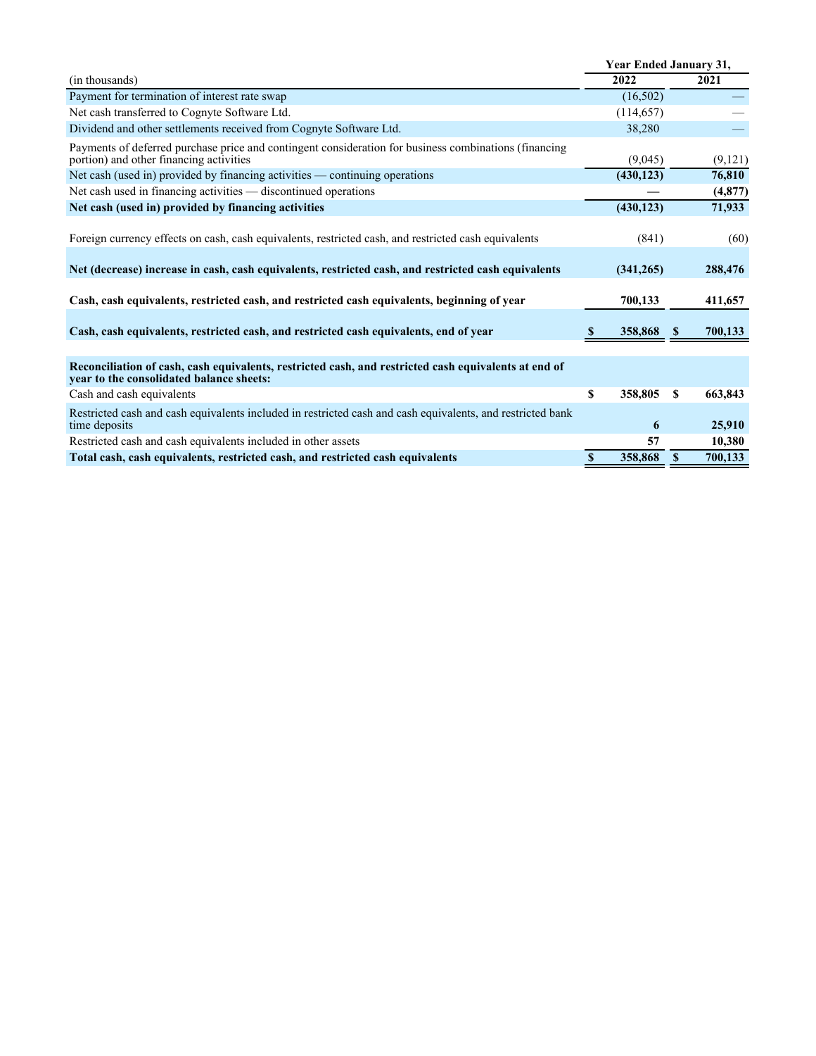| (in thousands) | Year Ended January 31, 2022 | 2021 |
|---|---|---|
| Payment for termination of interest rate swap | (16,502) | — |
| Net cash transferred to Cognyte Software Ltd. | (114,657) | — |
| Dividend and other settlements received from Cognyte Software Ltd. | 38,280 | — |
| Payments of deferred purchase price and contingent consideration for business combinations (financing portion) and other financing activities | (9,045) | (9,121) |
| Net cash (used in) provided by financing activities — continuing operations | **(430,123)** | **76,810** |
| Net cash used in financing activities — discontinued operations | — | **(4,877)** |
| **Net cash (used in) provided by financing activities** | **(430,123)** | **71,933** |
| Foreign currency effects on cash, cash equivalents, restricted cash, and restricted cash equivalents | (841) | (60) |
| **Net (decrease) increase in cash, cash equivalents, restricted cash, and restricted cash equivalents** | **(341,265)** | **288,476** |
| **Cash, cash equivalents, restricted cash, and restricted cash equivalents, beginning of year** | **700,133** | **411,657** |
| **Cash, cash equivalents, restricted cash, and restricted cash equivalents, end of year** | **$ 358,868** | **$ 700,133** |
| **Reconciliation of cash, cash equivalents, restricted cash, and restricted cash equivalents at end of year to the consolidated balance sheets:** | | |
| Cash and cash equivalents | **$ 358,805** | **$ 663,843** |
| Restricted cash and cash equivalents included in restricted cash and cash equivalents, and restricted bank time deposits | **6** | **25,910** |
| Restricted cash and cash equivalents included in other assets | **57** | **10,380** |
| **Total cash, cash equivalents, restricted cash, and restricted cash equivalents** | **$ 358,868** | **$ 700,133** |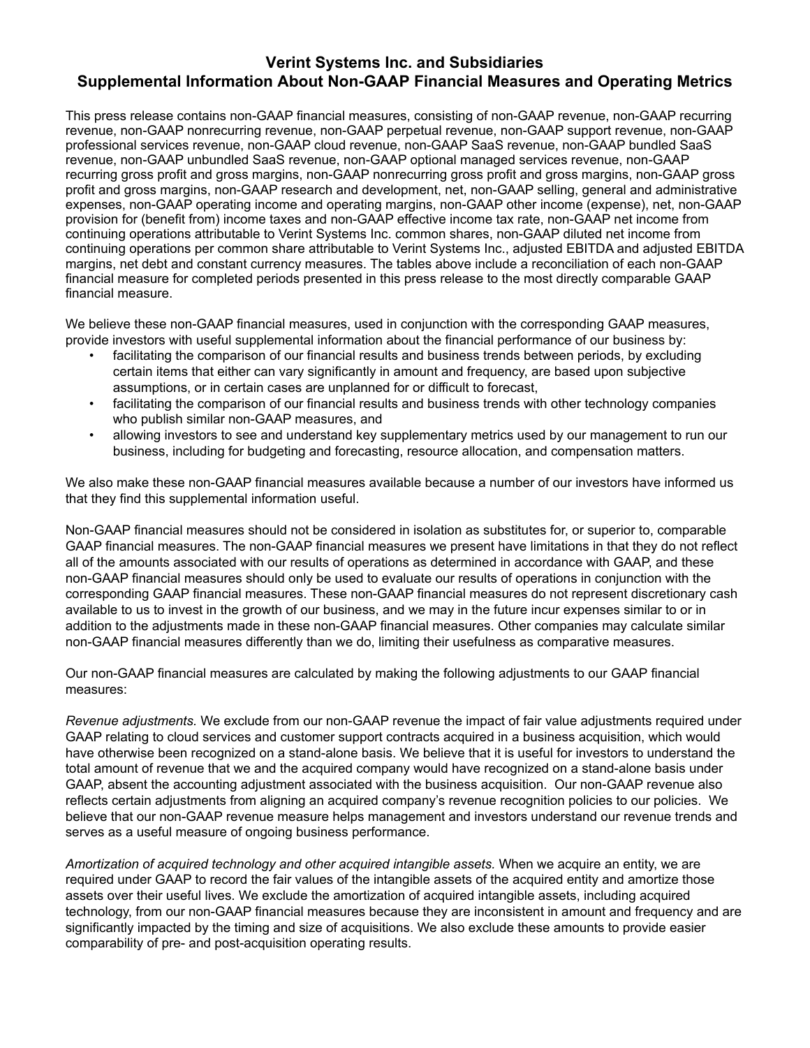# Verint Systems Inc. and Subsidiaries
## Supplemental Information About Non-GAAP Financial Measures and Operating Metrics

This press release contains non-GAAP financial measures, consisting of non-GAAP revenue, non-GAAP recurring revenue, non-GAAP nonrecurring revenue, non-GAAP perpetual revenue, non-GAAP support revenue, non-GAAP professional services revenue, non-GAAP cloud revenue, non-GAAP SaaS revenue, non-GAAP bundled SaaS revenue, non-GAAP unbundled SaaS revenue, non-GAAP optional managed services revenue, non-GAAP recurring gross profit and gross margins, non-GAAP nonrecurring gross profit and gross margins, non-GAAP gross profit and gross margins, non-GAAP research and development, net, non-GAAP selling, general and administrative expenses, non-GAAP operating income and operating margins, non-GAAP other income (expense), net, non-GAAP provision for (benefit from) income taxes and non-GAAP effective income tax rate, non-GAAP net income from continuing operations attributable to Verint Systems Inc. common shares, non-GAAP diluted net income from continuing operations per common share attributable to Verint Systems Inc., adjusted EBITDA and adjusted EBITDA margins, net debt and constant currency measures. The tables above include a reconciliation of each non-GAAP financial measure for completed periods presented in this press release to the most directly comparable GAAP financial measure.

We believe these non-GAAP financial measures, used in conjunction with the corresponding GAAP measures, provide investors with useful supplemental information about the financial performance of our business by:

- facilitating the comparison of our financial results and business trends between periods, by excluding certain items that either can vary significantly in amount and frequency, are based upon subjective assumptions, or in certain cases are unplanned for or difficult to forecast,
- facilitating the comparison of our financial results and business trends with other technology companies who publish similar non-GAAP measures, and
- allowing investors to see and understand key supplementary metrics used by our management to run our business, including for budgeting and forecasting, resource allocation, and compensation matters.

We also make these non-GAAP financial measures available because a number of our investors have informed us that they find this supplemental information useful.

Non-GAAP financial measures should not be considered in isolation as substitutes for, or superior to, comparable GAAP financial measures. The non-GAAP financial measures we present have limitations in that they do not reflect all of the amounts associated with our results of operations as determined in accordance with GAAP, and these non-GAAP financial measures should only be used to evaluate our results of operations in conjunction with the corresponding GAAP financial measures. These non-GAAP financial measures do not represent discretionary cash available to us to invest in the growth of our business, and we may in the future incur expenses similar to or in addition to the adjustments made in these non-GAAP financial measures. Other companies may calculate similar non-GAAP financial measures differently than we do, limiting their usefulness as comparative measures.

Our non-GAAP financial measures are calculated by making the following adjustments to our GAAP financial measures:

*Revenue adjustments.* We exclude from our non-GAAP revenue the impact of fair value adjustments required under GAAP relating to cloud services and customer support contracts acquired in a business acquisition, which would have otherwise been recognized on a stand-alone basis. We believe that it is useful for investors to understand the total amount of revenue that we and the acquired company would have recognized on a stand-alone basis under GAAP, absent the accounting adjustment associated with the business acquisition. Our non-GAAP revenue also reflects certain adjustments from aligning an acquired company's revenue recognition policies to our policies. We believe that our non-GAAP revenue measure helps management and investors understand our revenue trends and serves as a useful measure of ongoing business performance.

*Amortization of acquired technology and other acquired intangible assets.* When we acquire an entity, we are required under GAAP to record the fair values of the intangible assets of the acquired entity and amortize those assets over their useful lives. We exclude the amortization of acquired intangible assets, including acquired technology, from our non-GAAP financial measures because they are inconsistent in amount and frequency and are significantly impacted by the timing and size of acquisitions. We also exclude these amounts to provide easier comparability of pre- and post-acquisition operating results.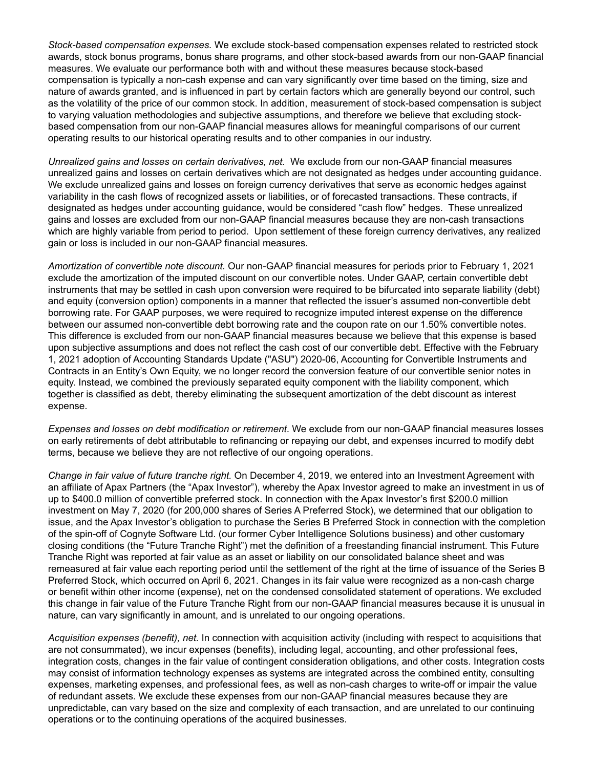*Stock-based compensation expenses.* We exclude stock-based compensation expenses related to restricted stock awards, stock bonus programs, bonus share programs, and other stock-based awards from our non-GAAP financial measures. We evaluate our performance both with and without these measures because stock-based compensation is typically a non-cash expense and can vary significantly over time based on the timing, size and nature of awards granted, and is influenced in part by certain factors which are generally beyond our control, such as the volatility of the price of our common stock. In addition, measurement of stock-based compensation is subject to varying valuation methodologies and subjective assumptions, and therefore we believe that excluding stock-based compensation from our non-GAAP financial measures allows for meaningful comparisons of our current operating results to our historical operating results and to other companies in our industry.

*Unrealized gains and losses on certain derivatives, net.* We exclude from our non-GAAP financial measures unrealized gains and losses on certain derivatives which are not designated as hedges under accounting guidance. We exclude unrealized gains and losses on foreign currency derivatives that serve as economic hedges against variability in the cash flows of recognized assets or liabilities, or of forecasted transactions. These contracts, if designated as hedges under accounting guidance, would be considered "cash flow" hedges. These unrealized gains and losses are excluded from our non-GAAP financial measures because they are non-cash transactions which are highly variable from period to period. Upon settlement of these foreign currency derivatives, any realized gain or loss is included in our non-GAAP financial measures.

*Amortization of convertible note discount.* Our non-GAAP financial measures for periods prior to February 1, 2021 exclude the amortization of the imputed discount on our convertible notes. Under GAAP, certain convertible debt instruments that may be settled in cash upon conversion were required to be bifurcated into separate liability (debt) and equity (conversion option) components in a manner that reflected the issuer's assumed non-convertible debt borrowing rate. For GAAP purposes, we were required to recognize imputed interest expense on the difference between our assumed non-convertible debt borrowing rate and the coupon rate on our 1.50% convertible notes. This difference is excluded from our non-GAAP financial measures because we believe that this expense is based upon subjective assumptions and does not reflect the cash cost of our convertible debt. Effective with the February 1, 2021 adoption of Accounting Standards Update ("ASU") 2020-06, Accounting for Convertible Instruments and Contracts in an Entity's Own Equity, we no longer record the conversion feature of our convertible senior notes in equity. Instead, we combined the previously separated equity component with the liability component, which together is classified as debt, thereby eliminating the subsequent amortization of the debt discount as interest expense.

*Expenses and losses on debt modification or retirement*. We exclude from our non-GAAP financial measures losses on early retirements of debt attributable to refinancing or repaying our debt, and expenses incurred to modify debt terms, because we believe they are not reflective of our ongoing operations.

*Change in fair value of future tranche right.* On December 4, 2019, we entered into an Investment Agreement with an affiliate of Apax Partners (the "Apax Investor"), whereby the Apax Investor agreed to make an investment in us of up to $400.0 million of convertible preferred stock. In connection with the Apax Investor's first $200.0 million investment on May 7, 2020 (for 200,000 shares of Series A Preferred Stock), we determined that our obligation to issue, and the Apax Investor's obligation to purchase the Series B Preferred Stock in connection with the completion of the spin-off of Cognyte Software Ltd. (our former Cyber Intelligence Solutions business) and other customary closing conditions (the "Future Tranche Right") met the definition of a freestanding financial instrument. This Future Tranche Right was reported at fair value as an asset or liability on our consolidated balance sheet and was remeasured at fair value each reporting period until the settlement of the right at the time of issuance of the Series B Preferred Stock, which occurred on April 6, 2021. Changes in its fair value were recognized as a non-cash charge or benefit within other income (expense), net on the condensed consolidated statement of operations. We excluded this change in fair value of the Future Tranche Right from our non-GAAP financial measures because it is unusual in nature, can vary significantly in amount, and is unrelated to our ongoing operations.

*Acquisition expenses (benefit), net.* In connection with acquisition activity (including with respect to acquisitions that are not consummated), we incur expenses (benefits), including legal, accounting, and other professional fees, integration costs, changes in the fair value of contingent consideration obligations, and other costs. Integration costs may consist of information technology expenses as systems are integrated across the combined entity, consulting expenses, marketing expenses, and professional fees, as well as non-cash charges to write-off or impair the value of redundant assets. We exclude these expenses from our non-GAAP financial measures because they are unpredictable, can vary based on the size and complexity of each transaction, and are unrelated to our continuing operations or to the continuing operations of the acquired businesses.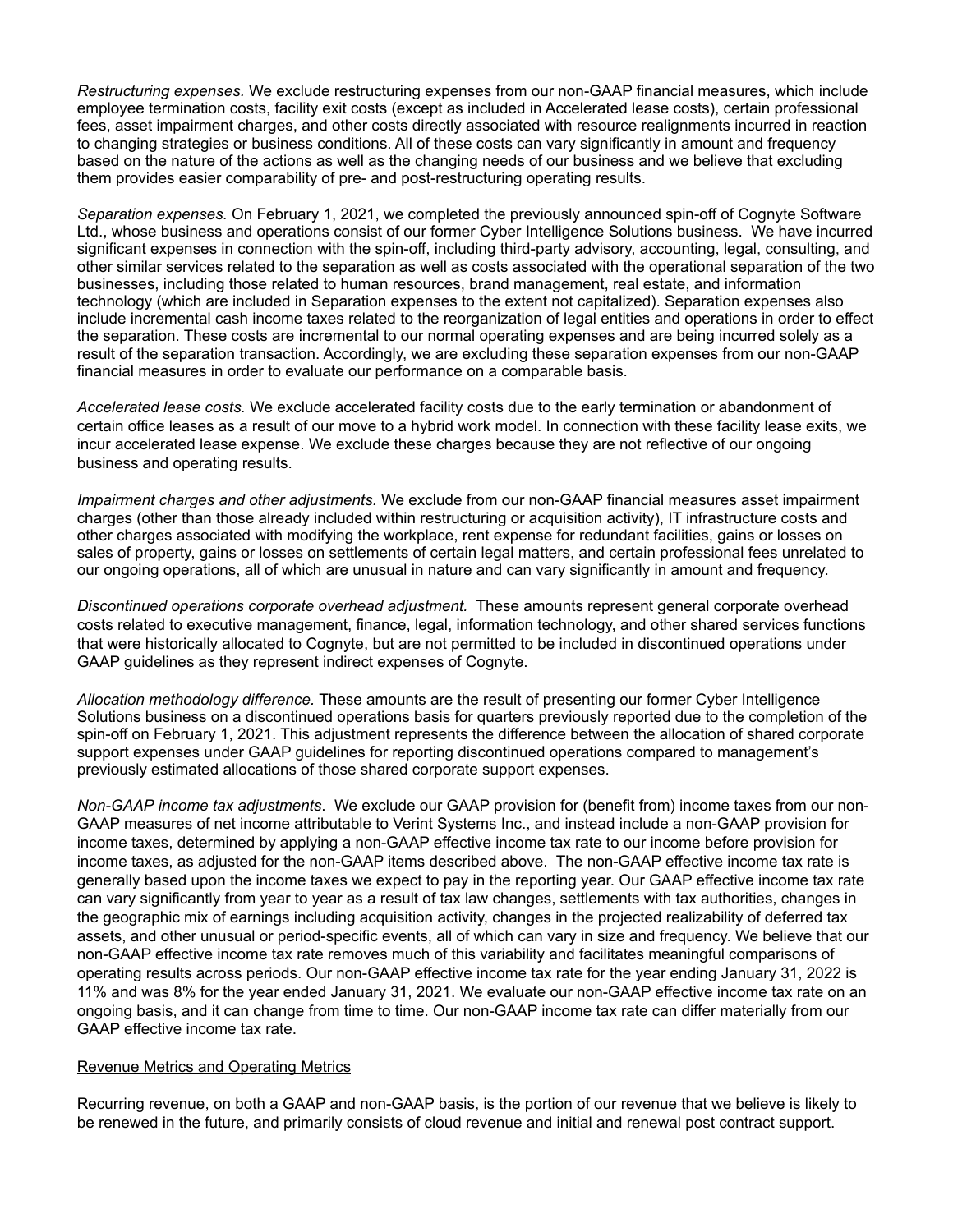*Restructuring expenses.* We exclude restructuring expenses from our non-GAAP financial measures, which include employee termination costs, facility exit costs (except as included in Accelerated lease costs), certain professional fees, asset impairment charges, and other costs directly associated with resource realignments incurred in reaction to changing strategies or business conditions. All of these costs can vary significantly in amount and frequency based on the nature of the actions as well as the changing needs of our business and we believe that excluding them provides easier comparability of pre- and post-restructuring operating results.

*Separation expenses.* On February 1, 2021, we completed the previously announced spin-off of Cognyte Software Ltd., whose business and operations consist of our former Cyber Intelligence Solutions business. We have incurred significant expenses in connection with the spin-off, including third-party advisory, accounting, legal, consulting, and other similar services related to the separation as well as costs associated with the operational separation of the two businesses, including those related to human resources, brand management, real estate, and information technology (which are included in Separation expenses to the extent not capitalized). Separation expenses also include incremental cash income taxes related to the reorganization of legal entities and operations in order to effect the separation. These costs are incremental to our normal operating expenses and are being incurred solely as a result of the separation transaction. Accordingly, we are excluding these separation expenses from our non-GAAP financial measures in order to evaluate our performance on a comparable basis.

*Accelerated lease costs.* We exclude accelerated facility costs due to the early termination or abandonment of certain office leases as a result of our move to a hybrid work model. In connection with these facility lease exits, we incur accelerated lease expense. We exclude these charges because they are not reflective of our ongoing business and operating results.

*Impairment charges and other adjustments.* We exclude from our non-GAAP financial measures asset impairment charges (other than those already included within restructuring or acquisition activity), IT infrastructure costs and other charges associated with modifying the workplace, rent expense for redundant facilities, gains or losses on sales of property, gains or losses on settlements of certain legal matters, and certain professional fees unrelated to our ongoing operations, all of which are unusual in nature and can vary significantly in amount and frequency.

*Discontinued operations corporate overhead adjustment.* These amounts represent general corporate overhead costs related to executive management, finance, legal, information technology, and other shared services functions that were historically allocated to Cognyte, but are not permitted to be included in discontinued operations under GAAP guidelines as they represent indirect expenses of Cognyte.

*Allocation methodology difference.* These amounts are the result of presenting our former Cyber Intelligence Solutions business on a discontinued operations basis for quarters previously reported due to the completion of the spin-off on February 1, 2021. This adjustment represents the difference between the allocation of shared corporate support expenses under GAAP guidelines for reporting discontinued operations compared to management's previously estimated allocations of those shared corporate support expenses.

*Non-GAAP income tax adjustments*. We exclude our GAAP provision for (benefit from) income taxes from our non-GAAP measures of net income attributable to Verint Systems Inc., and instead include a non-GAAP provision for income taxes, determined by applying a non-GAAP effective income tax rate to our income before provision for income taxes, as adjusted for the non-GAAP items described above. The non-GAAP effective income tax rate is generally based upon the income taxes we expect to pay in the reporting year. Our GAAP effective income tax rate can vary significantly from year to year as a result of tax law changes, settlements with tax authorities, changes in the geographic mix of earnings including acquisition activity, changes in the projected realizability of deferred tax assets, and other unusual or period-specific events, all of which can vary in size and frequency. We believe that our non-GAAP effective income tax rate removes much of this variability and facilitates meaningful comparisons of operating results across periods. Our non-GAAP effective income tax rate for the year ending January 31, 2022 is 11% and was 8% for the year ended January 31, 2021. We evaluate our non-GAAP effective income tax rate on an ongoing basis, and it can change from time to time. Our non-GAAP income tax rate can differ materially from our GAAP effective income tax rate.

Revenue Metrics and Operating Metrics

Recurring revenue, on both a GAAP and non-GAAP basis, is the portion of our revenue that we believe is likely to be renewed in the future, and primarily consists of cloud revenue and initial and renewal post contract support.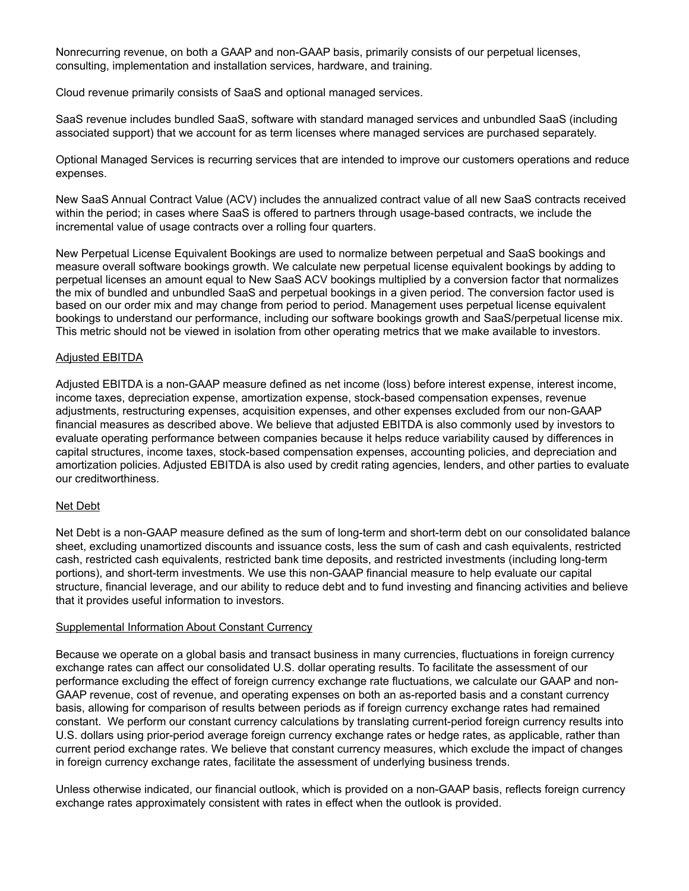Nonrecurring revenue, on both a GAAP and non-GAAP basis, primarily consists of our perpetual licenses, consulting, implementation and installation services, hardware, and training.

Cloud revenue primarily consists of SaaS and optional managed services.

SaaS revenue includes bundled SaaS, software with standard managed services and unbundled SaaS (including associated support) that we account for as term licenses where managed services are purchased separately.

Optional Managed Services is recurring services that are intended to improve our customers operations and reduce expenses.

New SaaS Annual Contract Value (ACV) includes the annualized contract value of all new SaaS contracts received within the period; in cases where SaaS is offered to partners through usage-based contracts, we include the incremental value of usage contracts over a rolling four quarters.

New Perpetual License Equivalent Bookings are used to normalize between perpetual and SaaS bookings and measure overall software bookings growth. We calculate new perpetual license equivalent bookings by adding to perpetual licenses an amount equal to New SaaS ACV bookings multiplied by a conversion factor that normalizes the mix of bundled and unbundled SaaS and perpetual bookings in a given period. The conversion factor used is based on our order mix and may change from period to period. Management uses perpetual license equivalent bookings to understand our performance, including our software bookings growth and SaaS/perpetual license mix. This metric should not be viewed in isolation from other operating metrics that we make available to investors.

Adjusted EBITDA

Adjusted EBITDA is a non-GAAP measure defined as net income (loss) before interest expense, interest income, income taxes, depreciation expense, amortization expense, stock-based compensation expenses, revenue adjustments, restructuring expenses, acquisition expenses, and other expenses excluded from our non-GAAP financial measures as described above. We believe that adjusted EBITDA is also commonly used by investors to evaluate operating performance between companies because it helps reduce variability caused by differences in capital structures, income taxes, stock-based compensation expenses, accounting policies, and depreciation and amortization policies. Adjusted EBITDA is also used by credit rating agencies, lenders, and other parties to evaluate our creditworthiness.

Net Debt

Net Debt is a non-GAAP measure defined as the sum of long-term and short-term debt on our consolidated balance sheet, excluding unamortized discounts and issuance costs, less the sum of cash and cash equivalents, restricted cash, restricted cash equivalents, restricted bank time deposits, and restricted investments (including long-term portions), and short-term investments. We use this non-GAAP financial measure to help evaluate our capital structure, financial leverage, and our ability to reduce debt and to fund investing and financing activities and believe that it provides useful information to investors.

Supplemental Information About Constant Currency

Because we operate on a global basis and transact business in many currencies, fluctuations in foreign currency exchange rates can affect our consolidated U.S. dollar operating results. To facilitate the assessment of our performance excluding the effect of foreign currency exchange rate fluctuations, we calculate our GAAP and non-GAAP revenue, cost of revenue, and operating expenses on both an as-reported basis and a constant currency basis, allowing for comparison of results between periods as if foreign currency exchange rates had remained constant. We perform our constant currency calculations by translating current-period foreign currency results into U.S. dollars using prior-period average foreign currency exchange rates or hedge rates, as applicable, rather than current period exchange rates. We believe that constant currency measures, which exclude the impact of changes in foreign currency exchange rates, facilitate the assessment of underlying business trends.

Unless otherwise indicated, our financial outlook, which is provided on a non-GAAP basis, reflects foreign currency exchange rates approximately consistent with rates in effect when the outlook is provided.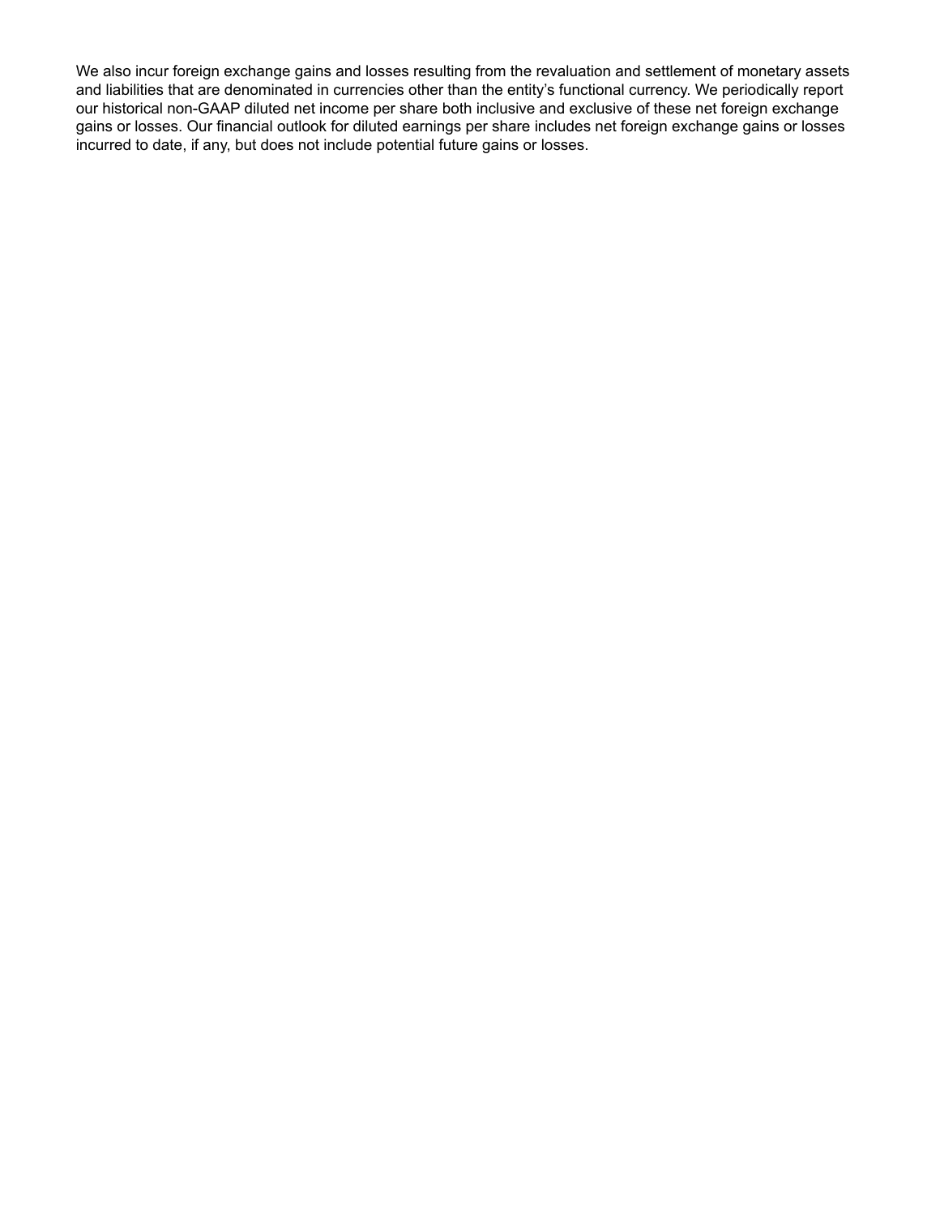We also incur foreign exchange gains and losses resulting from the revaluation and settlement of monetary assets and liabilities that are denominated in currencies other than the entity's functional currency. We periodically report our historical non-GAAP diluted net income per share both inclusive and exclusive of these net foreign exchange gains or losses. Our financial outlook for diluted earnings per share includes net foreign exchange gains or losses incurred to date, if any, but does not include potential future gains or losses.